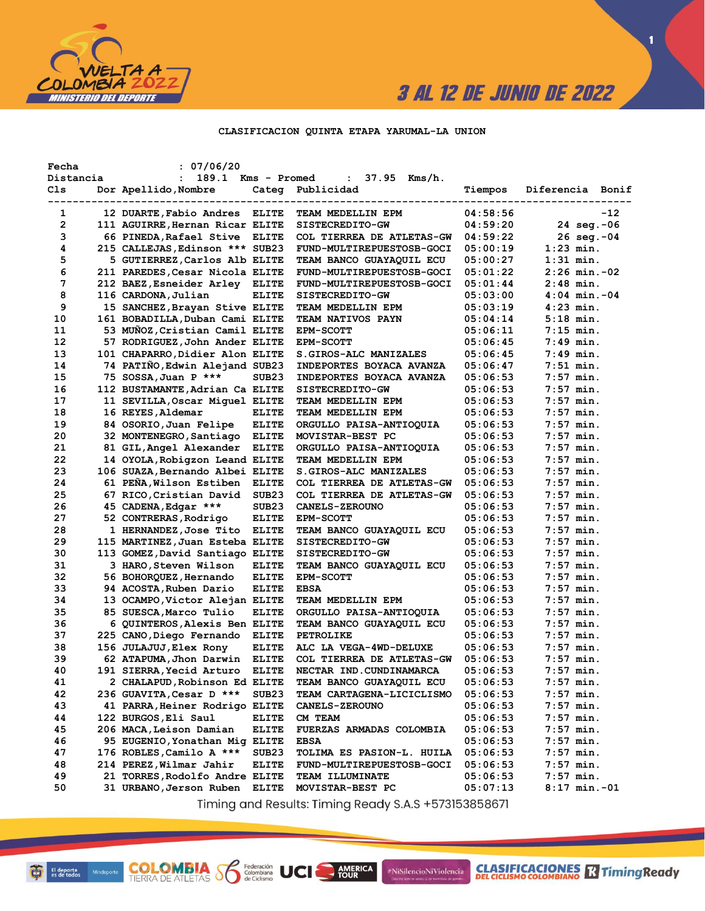3 AL 12 DE JUNIO DE 2022

## CLASIFICACION QUINTA ETAPA YARUMAL-LA UNION

Fecha : 07/06/20
Distancia : 189.1 Kms - Promed : 37.95 Kms/h.

| Cls | Dor | Apellido,Nombre | Categ | Publicidad | Tiempos | Diferencia | Bonif |
|---|---|---|---|---|---|---|---|
| 1 | 12 | DUARTE,Fabio Andres | ELITE | TEAM MEDELLIN EPM | 04:58:56 | | -12 |
| 2 | 111 | AGUIRRE,Hernan Ricar | ELITE | SISTECREDITO-GW | 04:59:20 | 24 seg. | -06 |
| 3 | 66 | PINEDA,Rafael Stive | ELITE | COL TIERREA DE ATLETAS-GW | 04:59:22 | 26 seg. | -04 |
| 4 | 215 | CALLEJAS,Edinson *** | SUB23 | FUND-MULTIREPUESTOSB-GOCI | 05:00:19 | 1:23 min. | |
| 5 | 5 | GUTIERREZ,Carlos Alb | ELITE | TEAM BANCO GUAYAQUIL ECU | 05:00:27 | 1:31 min. | |
| 6 | 211 | PAREDES,Cesar Nicola | ELITE | FUND-MULTIREPUESTOSB-GOCI | 05:01:22 | 2:26 min. | -02 |
| 7 | 212 | BAEZ,Esneider Arley | ELITE | FUND-MULTIREPUESTOSB-GOCI | 05:01:44 | 2:48 min. | |
| 8 | 116 | CARDONA,Julian | ELITE | SISTECREDITO-GW | 05:03:00 | 4:04 min. | -04 |
| 9 | 15 | SANCHEZ,Brayan Stive | ELITE | TEAM MEDELLIN EPM | 05:03:19 | 4:23 min. | |
| 10 | 161 | BOBADILLA,Duban Cami | ELITE | TEAM NATIVOS PAYN | 05:04:14 | 5:18 min. | |
| 11 | 53 | MUÑOZ,Cristian Camil | ELITE | EPM-SCOTT | 05:06:11 | 7:15 min. | |
| 12 | 57 | RODRIGUEZ,John Ander | ELITE | EPM-SCOTT | 05:06:45 | 7:49 min. | |
| 13 | 101 | CHAPARRO,Didier Alon | ELITE | S.GIROS-ALC MANIZALES | 05:06:45 | 7:49 min. | |
| 14 | 74 | PATIÑO,Edwin Alejand | SUB23 | INDEPORTES BOYACA AVANZA | 05:06:47 | 7:51 min. | |
| 15 | 75 | SOSSA,Juan P *** | SUB23 | INDEPORTES BOYACA AVANZA | 05:06:53 | 7:57 min. | |
| 16 | 112 | BUSTAMANTE,Adrian Ca | ELITE | SISTECREDITO-GW | 05:06:53 | 7:57 min. | |
| 17 | 11 | SEVILLA,Oscar Miguel | ELITE | TEAM MEDELLIN EPM | 05:06:53 | 7:57 min. | |
| 18 | 16 | REYES,Aldemar | ELITE | TEAM MEDELLIN EPM | 05:06:53 | 7:57 min. | |
| 19 | 84 | OSORIO,Juan Felipe | ELITE | ORGULLO PAISA-ANTIOQUIA | 05:06:53 | 7:57 min. | |
| 20 | 32 | MONTENEGRO,Santiago | ELITE | MOVISTAR-BEST PC | 05:06:53 | 7:57 min. | |
| 21 | 81 | GIL,Angel Alexander | ELITE | ORGULLO PAISA-ANTIOQUIA | 05:06:53 | 7:57 min. | |
| 22 | 14 | OYOLA,Robigzon Leand | ELITE | TEAM MEDELLIN EPM | 05:06:53 | 7:57 min. | |
| 23 | 106 | SUAZA,Bernando Albei | ELITE | S.GIROS-ALC MANIZALES | 05:06:53 | 7:57 min. | |
| 24 | 61 | PEÑA,Wilson Estiben | ELITE | COL TIERREA DE ATLETAS-GW | 05:06:53 | 7:57 min. | |
| 25 | 67 | RICO,Cristian David | SUB23 | COL TIERREA DE ATLETAS-GW | 05:06:53 | 7:57 min. | |
| 26 | 45 | CADENA,Edgar *** | SUB23 | CANELS-ZEROUNO | 05:06:53 | 7:57 min. | |
| 27 | 52 | CONTRERAS,Rodrigo | ELITE | EPM-SCOTT | 05:06:53 | 7:57 min. | |
| 28 | 1 | HERNANDEZ,Jose Tito | ELITE | TEAM BANCO GUAYAQUIL ECU | 05:06:53 | 7:57 min. | |
| 29 | 115 | MARTINEZ,Juan Esteba | ELITE | SISTECREDITO-GW | 05:06:53 | 7:57 min. | |
| 30 | 113 | GOMEZ,David Santiago | ELITE | SISTECREDITO-GW | 05:06:53 | 7:57 min. | |
| 31 | 3 | HARO,Steven Wilson | ELITE | TEAM BANCO GUAYAQUIL ECU | 05:06:53 | 7:57 min. | |
| 32 | 56 | BOHORQUEZ,Hernando | ELITE | EPM-SCOTT | 05:06:53 | 7:57 min. | |
| 33 | 94 | ACOSTA,Ruben Dario | ELITE | EBSA | 05:06:53 | 7:57 min. | |
| 34 | 13 | OCAMPO,Victor Alejan | ELITE | TEAM MEDELLIN EPM | 05:06:53 | 7:57 min. | |
| 35 | 85 | SUESCA,Marco Tulio | ELITE | ORGULLO PAISA-ANTIOQUIA | 05:06:53 | 7:57 min. | |
| 36 | 6 | QUINTEROS,Alexis Ben | ELITE | TEAM BANCO GUAYAQUIL ECU | 05:06:53 | 7:57 min. | |
| 37 | 225 | CANO,Diego Fernando | ELITE | PETROLIKE | 05:06:53 | 7:57 min. | |
| 38 | 156 | JULAJUJ,Elex Rony | ELITE | ALC LA VEGA-4WD-DELUXE | 05:06:53 | 7:57 min. | |
| 39 | 62 | ATAPUMA,Jhon Darwin | ELITE | COL TIERREA DE ATLETAS-GW | 05:06:53 | 7:57 min. | |
| 40 | 191 | SIERRA,Yecid Arturo | ELITE | NECTAR IND.CUNDINAMARCA | 05:06:53 | 7:57 min. | |
| 41 | 2 | CHALAPUD,Robinson Ed | ELITE | TEAM BANCO GUAYAQUIL ECU | 05:06:53 | 7:57 min. | |
| 42 | 236 | GUAVITA,Cesar D *** | SUB23 | TEAM CARTAGENA-LICICLISMO | 05:06:53 | 7:57 min. | |
| 43 | 41 | PARRA,Heiner Rodrigo | ELITE | CANELS-ZEROUNO | 05:06:53 | 7:57 min. | |
| 44 | 122 | BURGOS,Eli Saul | ELITE | CM TEAM | 05:06:53 | 7:57 min. | |
| 45 | 206 | MACA,Leison Damian | ELITE | FUERZAS ARMADAS COLOMBIA | 05:06:53 | 7:57 min. | |
| 46 | 95 | EUGENIO,Yonathan Mig | ELITE | EBSA | 05:06:53 | 7:57 min. | |
| 47 | 176 | ROBLES,Camilo A *** | SUB23 | TOLIMA ES PASION-L. HUILA | 05:06:53 | 7:57 min. | |
| 48 | 214 | PEREZ,Wilmar Jahir | ELITE | FUND-MULTIREPUESTOSB-GOCI | 05:06:53 | 7:57 min. | |
| 49 | 21 | TORRES,Rodolfo Andre | ELITE | TEAM ILLUMINATE | 05:06:53 | 7:57 min. | |
| 50 | 31 | URBANO,Jerson Ruben | ELITE | MOVISTAR-BEST PC | 05:07:13 | 8:17 min. | -01 |

Timing and Results: Timing Ready S.A.S +573153858671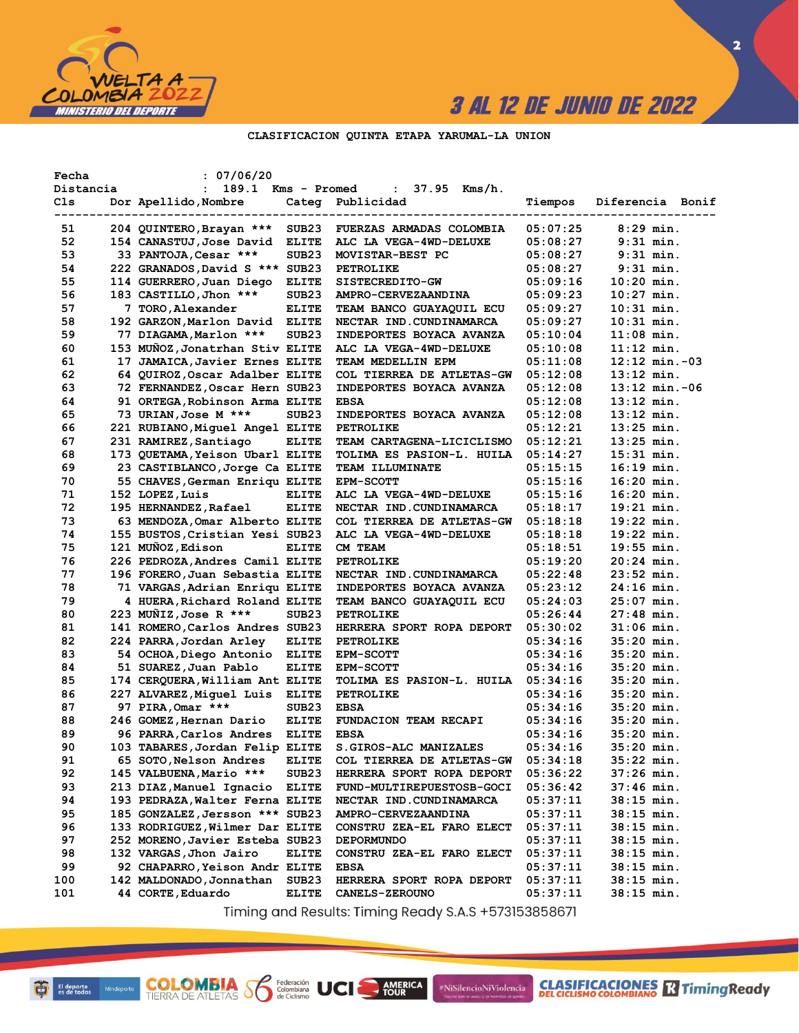CLASIFICACION QUINTA ETAPA YARUMAL-LA UNION

Fecha : 07/06/20
Distancia : 189.1 Kms - Promed : 37.95 Kms/h.

| Cls | Dor | Apellido,Nombre | Categ | Publicidad | Tiempos | Diferencia | Bonif |
|---|---|---|---|---|---|---|---|
| 51 | 204 | QUINTERO,Brayan *** | SUB23 | FUERZAS ARMADAS COLOMBIA | 05:07:25 | 8:29 min. | |
| 52 | 154 | CANASTUJ,Jose David | ELITE | ALC LA VEGA-4WD-DELUXE | 05:08:27 | 9:31 min. | |
| 53 | 33 | PANTOJA,Cesar *** | SUB23 | MOVISTAR-BEST PC | 05:08:27 | 9:31 min. | |
| 54 | 222 | GRANADOS,David S *** | SUB23 | PETROLIKE | 05:08:27 | 9:31 min. | |
| 55 | 114 | GUERRERO,Juan Diego | ELITE | SISTECREDITO-GW | 05:09:16 | 10:20 min. | |
| 56 | 183 | CASTILLO,Jhon *** | SUB23 | AMPRO-CERVEZAANDINA | 05:09:23 | 10:27 min. | |
| 57 | 7 | TORO,Alexander | ELITE | TEAM BANCO GUAYAQUIL ECU | 05:09:27 | 10:31 min. | |
| 58 | 192 | GARZON,Marlon David | ELITE | NECTAR IND.CUNDINAMARCA | 05:09:27 | 10:31 min. | |
| 59 | 77 | DIAGAMA,Marlon *** | SUB23 | INDEPORTES BOYACA AVANZA | 05:10:04 | 11:08 min. | |
| 60 | 153 | MUÑOZ,Jonatrhan Stiv | ELITE | ALC LA VEGA-4WD-DELUXE | 05:10:08 | 11:12 min. | |
| 61 | 17 | JAMAICA,Javier Ernes | ELITE | TEAM MEDELLIN EPM | 05:11:08 | 12:12 min. | -03 |
| 62 | 64 | QUIROZ,Oscar Adalber | ELITE | COL TIERREA DE ATLETAS-GW | 05:12:08 | 13:12 min. | |
| 63 | 72 | FERNANDEZ,Oscar Hern | SUB23 | INDEPORTES BOYACA AVANZA | 05:12:08 | 13:12 min. | -06 |
| 64 | 91 | ORTEGA,Robinson Arma | ELITE | EBSA | 05:12:08 | 13:12 min. | |
| 65 | 73 | URIAN,Jose M *** | SUB23 | INDEPORTES BOYACA AVANZA | 05:12:08 | 13:12 min. | |
| 66 | 221 | RUBIANO,Miguel Angel | ELITE | PETROLIKE | 05:12:21 | 13:25 min. | |
| 67 | 231 | RAMIREZ,Santiago | ELITE | TEAM CARTAGENA-LICICLISMO | 05:12:21 | 13:25 min. | |
| 68 | 173 | QUETAMA,Yeison Ubarl | ELITE | TOLIMA ES PASION-L. HUILA | 05:14:27 | 15:31 min. | |
| 69 | 23 | CASTIBLANCO,Jorge Ca | ELITE | TEAM ILLUMINATE | 05:15:15 | 16:19 min. | |
| 70 | 55 | CHAVES,German Enriqu | ELITE | EPM-SCOTT | 05:15:16 | 16:20 min. | |
| 71 | 152 | LOPEZ,Luis | ELITE | ALC LA VEGA-4WD-DELUXE | 05:15:16 | 16:20 min. | |
| 72 | 195 | HERNANDEZ,Rafael | ELITE | NECTAR IND.CUNDINAMARCA | 05:18:17 | 19:21 min. | |
| 73 | 63 | MENDOZA,Omar Alberto | ELITE | COL TIERREA DE ATLETAS-GW | 05:18:18 | 19:22 min. | |
| 74 | 155 | BUSTOS,Cristian Yesi | SUB23 | ALC LA VEGA-4WD-DELUXE | 05:18:18 | 19:22 min. | |
| 75 | 121 | MUÑOZ,Edison | ELITE | CM TEAM | 05:18:51 | 19:55 min. | |
| 76 | 226 | PEDROZA,Andres Camil | ELITE | PETROLIKE | 05:19:20 | 20:24 min. | |
| 77 | 196 | FORERO,Juan Sebastia | ELITE | NECTAR IND.CUNDINAMARCA | 05:22:48 | 23:52 min. | |
| 78 | 71 | VARGAS,Adrian Enriqu | ELITE | INDEPORTES BOYACA AVANZA | 05:23:12 | 24:16 min. | |
| 79 | 4 | HUERA,Richard Roland | ELITE | TEAM BANCO GUAYAQUIL ECU | 05:24:03 | 25:07 min. | |
| 80 | 223 | MUÑIZ,Jose R *** | SUB23 | PETROLIKE | 05:26:44 | 27:48 min. | |
| 81 | 141 | ROMERO,Carlos Andres | SUB23 | HERRERA SPORT ROPA DEPORT | 05:30:02 | 31:06 min. | |
| 82 | 224 | PARRA,Jordan Arley | ELITE | PETROLIKE | 05:34:16 | 35:20 min. | |
| 83 | 54 | OCHOA,Diego Antonio | ELITE | EPM-SCOTT | 05:34:16 | 35:20 min. | |
| 84 | 51 | SUAREZ,Juan Pablo | ELITE | EPM-SCOTT | 05:34:16 | 35:20 min. | |
| 85 | 174 | CERQUERA,William Ant | ELITE | TOLIMA ES PASION-L. HUILA | 05:34:16 | 35:20 min. | |
| 86 | 227 | ALVAREZ,Miguel Luis | ELITE | PETROLIKE | 05:34:16 | 35:20 min. | |
| 87 | 97 | PIRA,Omar *** | SUB23 | EBSA | 05:34:16 | 35:20 min. | |
| 88 | 246 | GOMEZ,Hernan Dario | ELITE | FUNDACION TEAM RECAPI | 05:34:16 | 35:20 min. | |
| 89 | 96 | PARRA,Carlos Andres | ELITE | EBSA | 05:34:16 | 35:20 min. | |
| 90 | 103 | TABARES,Jordan Felip | ELITE | S.GIROS-ALC MANIZALES | 05:34:16 | 35:20 min. | |
| 91 | 65 | SOTO,Nelson Andres | ELITE | COL TIERREA DE ATLETAS-GW | 05:34:18 | 35:22 min. | |
| 92 | 145 | VALBUENA,Mario *** | SUB23 | HERRERA SPORT ROPA DEPORT | 05:36:22 | 37:26 min. | |
| 93 | 213 | DIAZ,Manuel Ignacio | ELITE | FUND-MULTIREPUESTOSB-GOCI | 05:36:42 | 37:46 min. | |
| 94 | 193 | PEDRAZA,Walter Ferna | ELITE | NECTAR IND.CUNDINAMARCA | 05:37:11 | 38:15 min. | |
| 95 | 185 | GONZALEZ,Jersson *** | SUB23 | AMPRO-CERVEZAANDINA | 05:37:11 | 38:15 min. | |
| 96 | 133 | RODRIGUEZ,Wilmer Dar | ELITE | CONSTRU ZEA-EL FARO ELECT | 05:37:11 | 38:15 min. | |
| 97 | 252 | MORENO,Javier Esteba | SUB23 | DEPORMUNDO | 05:37:11 | 38:15 min. | |
| 98 | 132 | VARGAS,Jhon Jairo | ELITE | CONSTRU ZEA-EL FARO ELECT | 05:37:11 | 38:15 min. | |
| 99 | 92 | CHAPARRO,Yeison Andr | ELITE | EBSA | 05:37:11 | 38:15 min. | |
| 100 | 142 | MALDONADO,Jonnathan | SUB23 | HERRERA SPORT ROPA DEPORT | 05:37:11 | 38:15 min. | |
| 101 | 44 | CORTE,Eduardo | ELITE | CANELS-ZEROUNO | 05:37:11 | 38:15 min. | |

Timing and Results: Timing Ready S.A.S +573153858671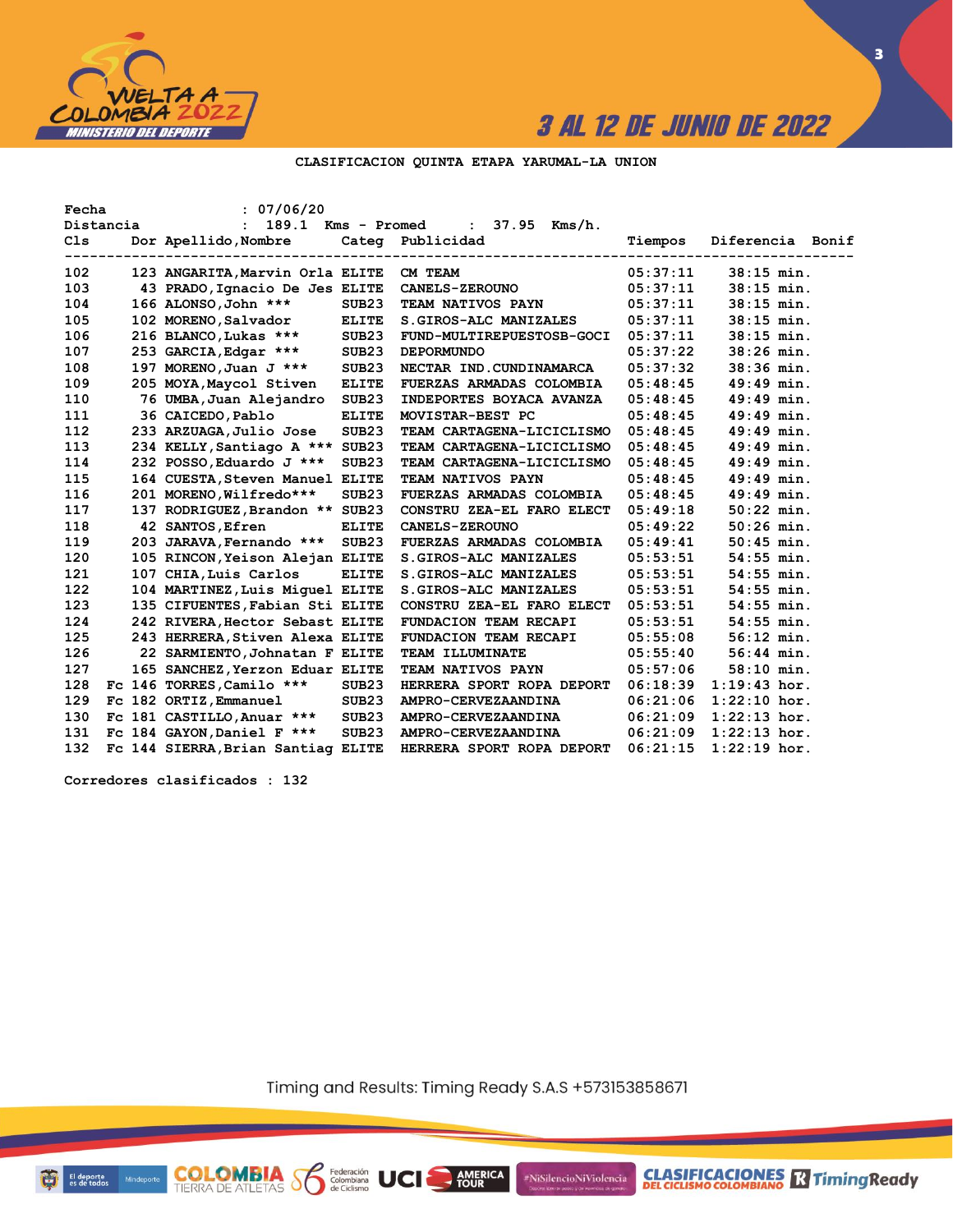**CLASIFICACION QUINTA ETAPA YARUMAL-LA UNION**

Fecha : 07/06/20
Distancia : 189.1 Kms - Promed : 37.95 Kms/h.

| Cls | Dor | Apellido,Nombre | Categ | Publicidad | Tiempos | Diferencia | Bonif |
|---|---|---|---|---|---|---|---|
| 102 | 123 | ANGARITA,Marvin Orla | ELITE | CM TEAM | 05:37:11 | 38:15 min. | |
| 103 | 43 | PRADO,Ignacio De Jes | ELITE | CANELS-ZEROUNO | 05:37:11 | 38:15 min. | |
| 104 | 166 | ALONSO,John *** | SUB23 | TEAM NATIVOS PAYN | 05:37:11 | 38:15 min. | |
| 105 | 102 | MORENO,Salvador | ELITE | S.GIROS-ALC MANIZALES | 05:37:11 | 38:15 min. | |
| 106 | 216 | BLANCO,Lukas *** | SUB23 | FUND-MULTIREPUESTOSB-GOCI | 05:37:11 | 38:15 min. | |
| 107 | 253 | GARCIA,Edgar *** | SUB23 | DEPORMUNDO | 05:37:22 | 38:26 min. | |
| 108 | 197 | MORENO,Juan J *** | SUB23 | NECTAR IND.CUNDINAMARCA | 05:37:32 | 38:36 min. | |
| 109 | 205 | MOYA,Maycol Stiven | ELITE | FUERZAS ARMADAS COLOMBIA | 05:48:45 | 49:49 min. | |
| 110 | 76 | UMBA,Juan Alejandro | SUB23 | INDEPORTES BOYACA AVANZA | 05:48:45 | 49:49 min. | |
| 111 | 36 | CAICEDO,Pablo | ELITE | MOVISTAR-BEST PC | 05:48:45 | 49:49 min. | |
| 112 | 233 | ARZUAGA,Julio Jose | SUB23 | TEAM CARTAGENA-LICICLISMO | 05:48:45 | 49:49 min. | |
| 113 | 234 | KELLY,Santiago A *** | SUB23 | TEAM CARTAGENA-LICICLISMO | 05:48:45 | 49:49 min. | |
| 114 | 232 | POSSO,Eduardo J *** | SUB23 | TEAM CARTAGENA-LICICLISMO | 05:48:45 | 49:49 min. | |
| 115 | 164 | CUESTA,Steven Manuel | ELITE | TEAM NATIVOS PAYN | 05:48:45 | 49:49 min. | |
| 116 | 201 | MORENO,Wilfredo*** | SUB23 | FUERZAS ARMADAS COLOMBIA | 05:48:45 | 49:49 min. | |
| 117 | 137 | RODRIGUEZ,Brandon ** | SUB23 | CONSTRU ZEA-EL FARO ELECT | 05:49:18 | 50:22 min. | |
| 118 | 42 | SANTOS,Efren | ELITE | CANELS-ZEROUNO | 05:49:22 | 50:26 min. | |
| 119 | 203 | JARAVA,Fernando *** | SUB23 | FUERZAS ARMADAS COLOMBIA | 05:49:41 | 50:45 min. | |
| 120 | 105 | RINCON,Yeison Alejan | ELITE | S.GIROS-ALC MANIZALES | 05:53:51 | 54:55 min. | |
| 121 | 107 | CHIA,Luis Carlos | ELITE | S.GIROS-ALC MANIZALES | 05:53:51 | 54:55 min. | |
| 122 | 104 | MARTINEZ,Luis Miguel | ELITE | S.GIROS-ALC MANIZALES | 05:53:51 | 54:55 min. | |
| 123 | 135 | CIFUENTES,Fabian Sti | ELITE | CONSTRU ZEA-EL FARO ELECT | 05:53:51 | 54:55 min. | |
| 124 | 242 | RIVERA,Hector Sebast | ELITE | FUNDACION TEAM RECAPI | 05:53:51 | 54:55 min. | |
| 125 | 243 | HERRERA,Stiven Alexa | ELITE | FUNDACION TEAM RECAPI | 05:55:08 | 56:12 min. | |
| 126 | 22 | SARMIENTO,Johnatan F | ELITE | TEAM ILLUMINATE | 05:55:40 | 56:44 min. | |
| 127 | 165 | SANCHEZ,Yerzon Eduar | ELITE | TEAM NATIVOS PAYN | 05:57:06 | 58:10 min. | |
| 128 | Fc 146 | TORRES,Camilo *** | SUB23 | HERRERA SPORT ROPA DEPORT | 06:18:39 | 1:19:43 hor. | |
| 129 | Fc 182 | ORTIZ,Emmanuel | SUB23 | AMPRO-CERVEZAANDINA | 06:21:06 | 1:22:10 hor. | |
| 130 | Fc 181 | CASTILLO,Anuar *** | SUB23 | AMPRO-CERVEZAANDINA | 06:21:09 | 1:22:13 hor. | |
| 131 | Fc 184 | GAYON,Daniel F *** | SUB23 | AMPRO-CERVEZAANDINA | 06:21:09 | 1:22:13 hor. | |
| 132 | Fc 144 | SIERRA,Brian Santiag | ELITE | HERRERA SPORT ROPA DEPORT | 06:21:15 | 1:22:19 hor. | |

Corredores clasificados : 132

Timing and Results: Timing Ready S.A.S +573153858671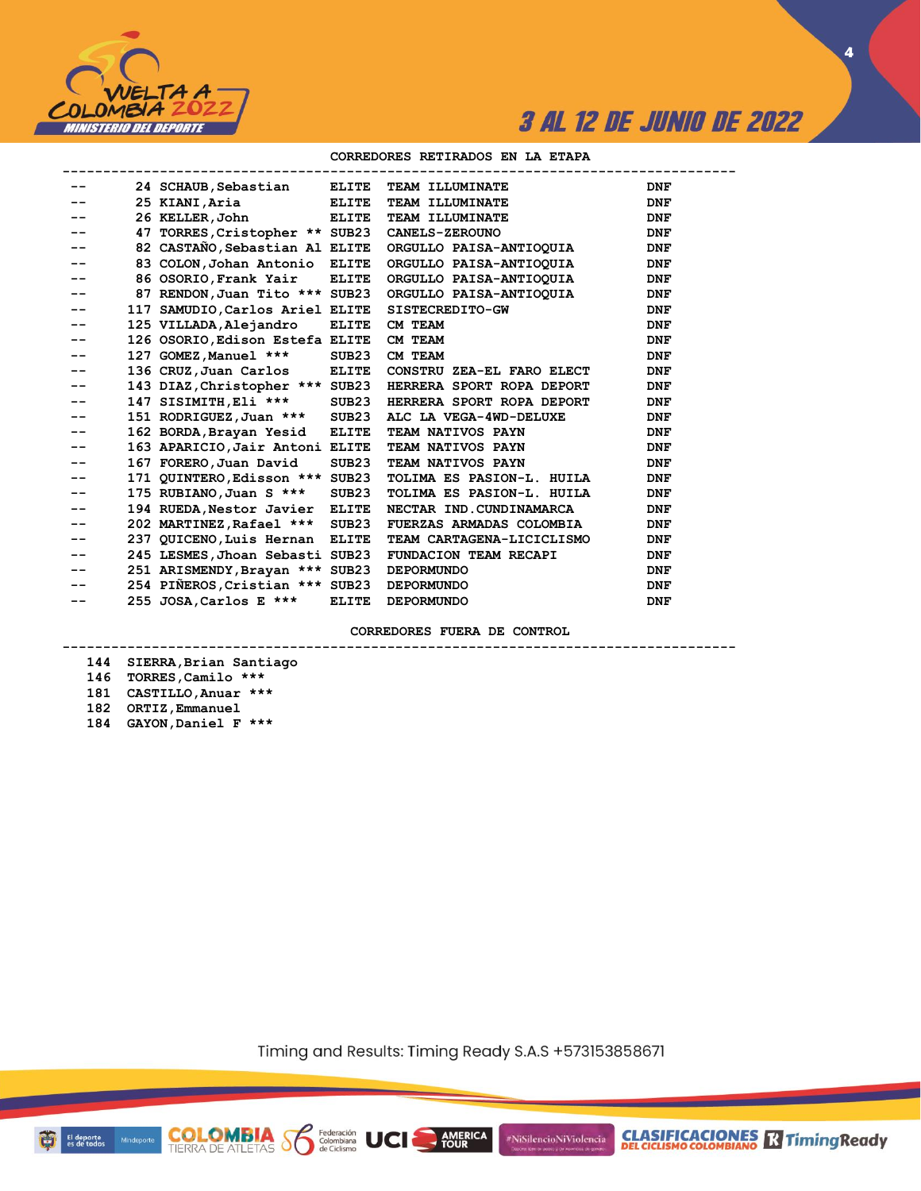3 AL 12 DE JUNIO DE 2022

## CORREDORES RETIRADOS EN LA ETAPA

| | No. | Nombre | Cat. | Equipo | |
|---|---|---|---|---|---|
| -- | 24 | SCHAUB,Sebastian | ELITE | TEAM ILLUMINATE | DNF |
| -- | 25 | KIANI,Aria | ELITE | TEAM ILLUMINATE | DNF |
| -- | 26 | KELLER,John | ELITE | TEAM ILLUMINATE | DNF |
| -- | 47 | TORRES,Cristopher ** | SUB23 | CANELS-ZERO1 | DNF |
| -- | 82 | CASTAÑO,Sebastian Al | ELITE | ORGULLO PAISA-ANTIOQUIA | DNF |
| -- | 83 | COLON,Johan Antonio | ELITE | ORGULLO PAISA-ANTIOQUIA | DNF |
| -- | 86 | OSORIO,Frank Yair | ELITE | ORGULLO PAISA-ANTIOQUIA | DNF |
| -- | 87 | RENDON,Juan Tito *** | SUB23 | ORGULLO PAISA-ANTIOQUIA | DNF |
| -- | 117 | SAMUDIO,Carlos Ariel | ELITE | SISTECREDITO-GW | DNF |
| -- | 125 | VILLADA,Alejandro | ELITE | CM TEAM | DNF |
| -- | 126 | OSORIO,Edison Estefa | ELITE | CM TEAM | DNF |
| -- | 127 | GOMEZ,Manuel *** | SUB23 | CM TEAM | DNF |
| -- | 136 | CRUZ,Juan Carlos | ELITE | CONSTRU ZEA-EL FARO ELECT | DNF |
| -- | 143 | DIAZ,Christopher *** | SUB23 | HERRERA SPORT ROPA DEPORT | DNF |
| -- | 147 | SISIMITH,Eli *** | SUB23 | HERRERA SPORT ROPA DEPORT | DNF |
| -- | 151 | RODRIGUEZ,Juan *** | SUB23 | ALC LA VEGA-4WD-DELUXE | DNF |
| -- | 162 | BORDA,Brayan Yesid | ELITE | TEAM NATIVOS PAYN | DNF |
| -- | 163 | APARICIO,Jair Antoni | ELITE | TEAM NATIVOS PAYN | DNF |
| -- | 167 | FORERO,Juan David | SUB23 | TEAM NATIVOS PAYN | DNF |
| -- | 171 | QUINTERO,Edisson *** | SUB23 | TOLIMA ES PASION-L. HUILA | DNF |
| -- | 175 | RUBIANO,Juan S *** | SUB23 | TOLIMA ES PASION-L. HUILA | DNF |
| -- | 194 | RUEDA,Nestor Javier | ELITE | NECTAR IND.CUNDINAMARCA | DNF |
| -- | 202 | MARTINEZ,Rafael *** | SUB23 | FUERZAS ARMADAS COLOMBIA | DNF |
| -- | 237 | QUICENO,Luis Hernan | ELITE | TEAM CARTAGENA-LICICLISMO | DNF |
| -- | 245 | LESMES,Jhoan Sebasti | SUB23 | FUNDACION TEAM RECAPI | DNF |
| -- | 251 | ARISMENDY,Brayan *** | SUB23 | DEPORMUNDO | DNF |
| -- | 254 | PIÑEROS,Cristian *** | SUB23 | DEPORMUNDO | DNF |
| -- | 255 | JOSA,Carlos E *** | ELITE | DEPORMUNDO | DNF |

## CORREDORES FUERA DE CONTROL

| No. | Nombre |
|---|---|
| 144 | SIERRA,Brian Santiago |
| 146 | TORRES,Camilo *** |
| 181 | CASTILLO,Anuar *** |
| 182 | ORTIZ,Emmanuel |
| 184 | GAYON,Daniel F *** |

Timing and Results: Timing Ready S.A.S +573153858671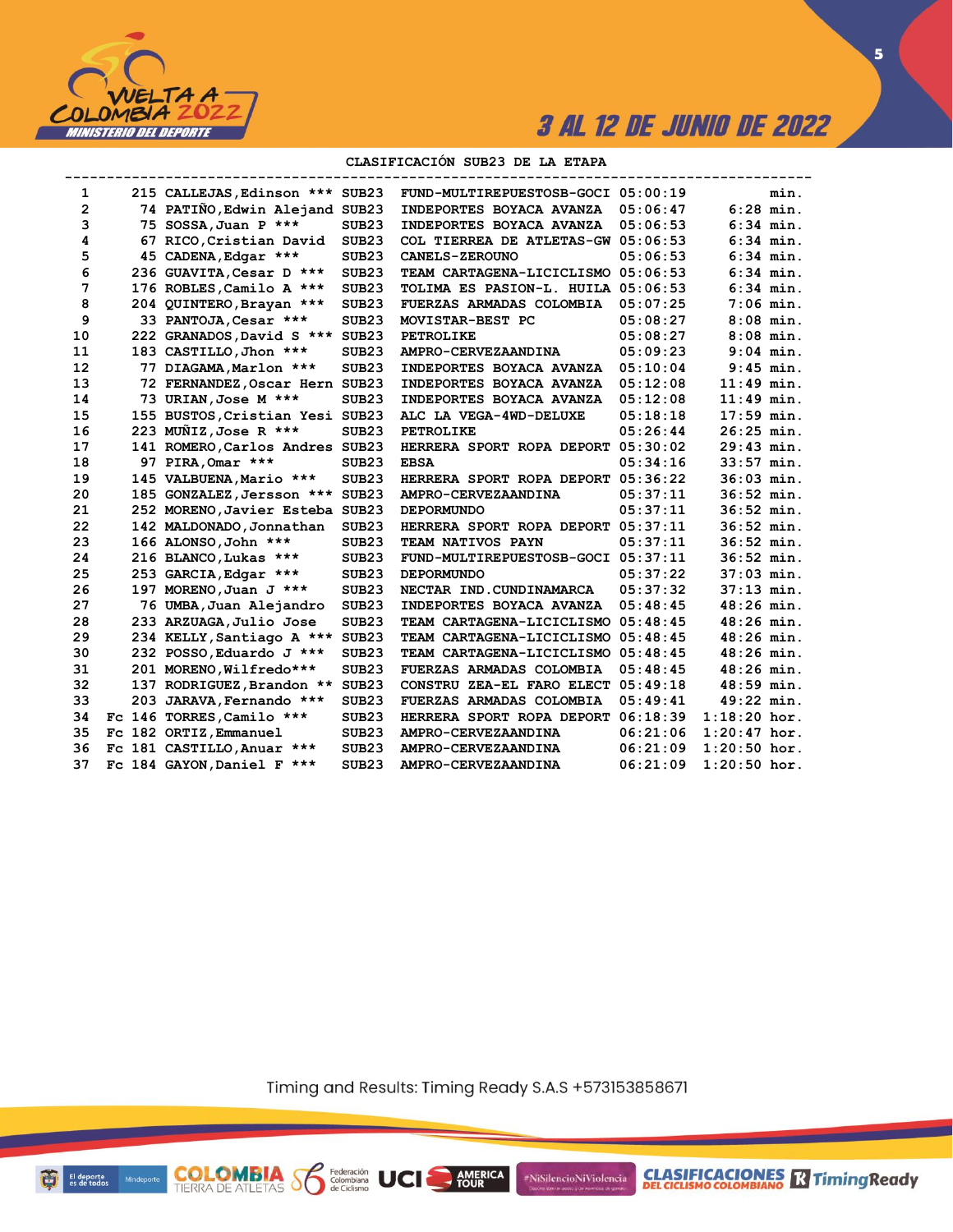## CLASIFICACIÓN SUB23 DE LA ETAPA

| Pos | | Dorsal | Nombre | Cat. | Equipo | Tiempo | Dif. |
|---|---|---|---|---|---|---|---|
| 1 | | 215 | CALLEJAS,Edinson *** | SUB23 | FUND-MULTIREPUESTOSB-GOCI | 05:00:19 | min. |
| 2 | | 74 | PATIÑO,Edwin Alejand | SUB23 | INDEPORTES BOYACA AVANZA | 05:06:47 | 6:28 min. |
| 3 | | 75 | SOSSA,Juan P *** | SUB23 | INDEPORTES BOYACA AVANZA | 05:06:53 | 6:34 min. |
| 4 | | 67 | RICO,Cristian David | SUB23 | COL TIERREA DE ATLETAS-GW | 05:06:53 | 6:34 min. |
| 5 | | 45 | CADENA,Edgar *** | SUB23 | CANELS-ZEROUNO | 05:06:53 | 6:34 min. |
| 6 | | 236 | GUAVITA,Cesar D *** | SUB23 | TEAM CARTAGENA-LICICLISMO | 05:06:53 | 6:34 min. |
| 7 | | 176 | ROBLES,Camilo A *** | SUB23 | TOLIMA ES PASION-L. HUILA | 05:06:53 | 6:34 min. |
| 8 | | 204 | QUINTERO,Brayan *** | SUB23 | FUERZAS ARMADAS COLOMBIA | 05:07:25 | 7:06 min. |
| 9 | | 33 | PANTOJA,Cesar *** | SUB23 | MOVISTAR-BEST PC | 05:08:27 | 8:08 min. |
| 10 | | 222 | GRANADOS,David S *** | SUB23 | PETROLIKE | 05:08:27 | 8:08 min. |
| 11 | | 183 | CASTILLO,Jhon *** | SUB23 | AMPRO-CERVEZAANDINA | 05:09:23 | 9:04 min. |
| 12 | | 77 | DIAGAMA,Marlon *** | SUB23 | INDEPORTES BOYACA AVANZA | 05:10:04 | 9:45 min. |
| 13 | | 72 | FERNANDEZ,Oscar Hern | SUB23 | INDEPORTES BOYACA AVANZA | 05:12:08 | 11:49 min. |
| 14 | | 73 | URIAN,Jose M *** | SUB23 | INDEPORTES BOYACA AVANZA | 05:12:08 | 11:49 min. |
| 15 | | 155 | BUSTOS,Cristian Yesi | SUB23 | ALC LA VEGA-4WD-DELUXE | 05:18:18 | 17:59 min. |
| 16 | | 223 | MUÑIZ,Jose R *** | SUB23 | PETROLIKE | 05:26:44 | 26:25 min. |
| 17 | | 141 | ROMERO,Carlos Andres | SUB23 | HERRERA SPORT ROPA DEPORT | 05:30:02 | 29:43 min. |
| 18 | | 97 | PIRA,Omar *** | SUB23 | EBSA | 05:34:16 | 33:57 min. |
| 19 | | 145 | VALBUENA,Mario *** | SUB23 | HERRERA SPORT ROPA DEPORT | 05:36:22 | 36:03 min. |
| 20 | | 185 | GONZALEZ,Jersson *** | SUB23 | AMPRO-CERVEZAANDINA | 05:37:11 | 36:52 min. |
| 21 | | 252 | MORENO,Javier Esteba | SUB23 | DEPORMUNDO | 05:37:11 | 36:52 min. |
| 22 | | 142 | MALDONADO,Jonnathan | SUB23 | HERRERA SPORT ROPA DEPORT | 05:37:11 | 36:52 min. |
| 23 | | 166 | ALONSO,John *** | SUB23 | TEAM NATIVOS PAYN | 05:37:11 | 36:52 min. |
| 24 | | 216 | BLANCO,Lukas *** | SUB23 | FUND-MULTIREPUESTOSB-GOCI | 05:37:11 | 36:52 min. |
| 25 | | 253 | GARCIA,Edgar *** | SUB23 | DEPORMUNDO | 05:37:22 | 37:03 min. |
| 26 | | 197 | MORENO,Juan J *** | SUB23 | NECTAR IND.CUNDINAMARCA | 05:37:32 | 37:13 min. |
| 27 | | 76 | UMBA,Juan Alejandro | SUB23 | INDEPORTES BOYACA AVANZA | 05:48:45 | 48:26 min. |
| 28 | | 233 | ARZUAGA,Julio Jose | SUB23 | TEAM CARTAGENA-LICICLISMO | 05:48:45 | 48:26 min. |
| 29 | | 234 | KELLY,Santiago A *** | SUB23 | TEAM CARTAGENA-LICICLISMO | 05:48:45 | 48:26 min. |
| 30 | | 232 | POSSO,Eduardo J *** | SUB23 | TEAM CARTAGENA-LICICLISMO | 05:48:45 | 48:26 min. |
| 31 | | 201 | MORENO,Wilfredo*** | SUB23 | FUERZAS ARMADAS COLOMBIA | 05:48:45 | 48:26 min. |
| 32 | | 137 | RODRIGUEZ,Brandon ** | SUB23 | CONSTRU ZEA-EL FARO ELECT | 05:49:18 | 48:59 min. |
| 33 | | 203 | JARAVA,Fernando *** | SUB23 | FUERZAS ARMADAS COLOMBIA | 05:49:41 | 49:22 min. |
| 34 | Fc | 146 | TORRES,Camilo *** | SUB23 | HERRERA SPORT ROPA DEPORT | 06:18:39 | 1:18:20 hor. |
| 35 | Fc | 182 | ORTIZ,Emmanuel | SUB23 | AMPRO-CERVEZAANDINA | 06:21:06 | 1:20:47 hor. |
| 36 | Fc | 181 | CASTILLO,Anuar *** | SUB23 | AMPRO-CERVEZAANDINA | 06:21:09 | 1:20:50 hor. |
| 37 | Fc | 184 | GAYON,Daniel F *** | SUB23 | AMPRO-CERVEZAANDINA | 06:21:09 | 1:20:50 hor. |

Timing and Results: Timing Ready S.A.S +573153858671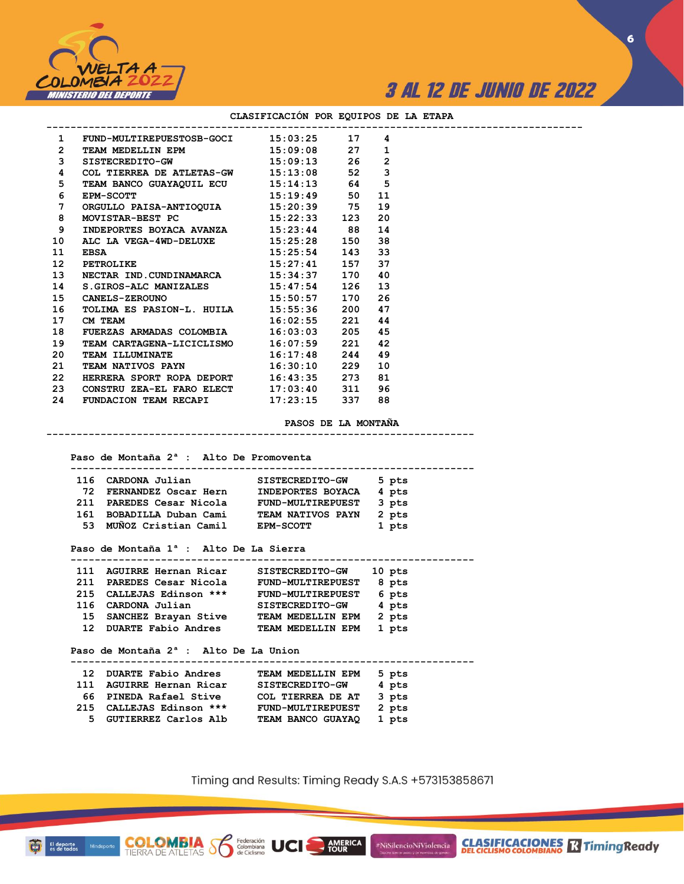## CLASIFICACIÓN POR EQUIPOS DE LA ETAPA

| Pos | Equipo | Tiempo | | |
|---|---|---|---|---|
| 1 | FUND-MULTIREPUESTOSB-GOCI | 15:03:25 | 17 | 4 |
| 2 | TEAM MEDELLIN EPM | 15:09:08 | 27 | 1 |
| 3 | SISTECREDITO-GW | 15:09:13 | 26 | 2 |
| 4 | COL TIERREA DE ATLETAS-GW | 15:13:08 | 52 | 3 |
| 5 | TEAM BANCO GUAYAQUIL ECU | 15:14:13 | 64 | 5 |
| 6 | EPM-SCOTT | 15:19:49 | 50 | 11 |
| 7 | ORGULLO PAISA-ANTIOQUIA | 15:20:39 | 75 | 19 |
| 8 | MOVISTAR-BEST PC | 15:22:33 | 123 | 20 |
| 9 | INDEPORTES BOYACA AVANZA | 15:23:44 | 88 | 14 |
| 10 | ALC LA VEGA-4WD-DELUXE | 15:25:28 | 150 | 38 |
| 11 | EBSA | 15:25:54 | 143 | 33 |
| 12 | PETROLIKE | 15:27:41 | 157 | 37 |
| 13 | NECTAR IND.CUNDINAMARCA | 15:34:37 | 170 | 40 |
| 14 | S.GIROS-ALC MANIZALES | 15:47:54 | 126 | 13 |
| 15 | CANELS-ZEROUNO | 15:50:57 | 170 | 26 |
| 16 | TOLIMA ES PASION-L. HUILA | 15:55:36 | 200 | 47 |
| 17 | CM TEAM | 16:02:55 | 221 | 44 |
| 18 | FUERZAS ARMADAS COLOMBIA | 16:03:03 | 205 | 45 |
| 19 | TEAM CARTAGENA-LICICLISMO | 16:07:59 | 221 | 42 |
| 20 | TEAM ILLUMINATE | 16:17:48 | 244 | 49 |
| 21 | TEAM NATIVOS PAYN | 16:30:10 | 229 | 10 |
| 22 | HERRERA SPORT ROPA DEPORT | 16:43:35 | 273 | 81 |
| 23 | CONSTRU ZEA-EL FARO ELECT | 17:03:40 | 311 | 96 |
| 24 | FUNDACION TEAM RECAPI | 17:23:15 | 337 | 88 |

## PASOS DE LA MONTAÑA

### Paso de Montaña 2ª : Alto De Promoventa

| No. | Corredor | Equipo | Puntos |
|---|---|---|---|
| 116 | CARDONA Julian | SISTECREDITO-GW | 5 pts |
| 72 | FERNANDEZ Oscar Hern | INDEPORTES BOYACA | 4 pts |
| 211 | PAREDES Cesar Nicola | FUND-MULTIREPUEST | 3 pts |
| 161 | BOBADILLA Duban Cami | TEAM NATIVOS PAYN | 2 pts |
| 53 | MUÑOZ Cristian Camil | EPM-SCOTT | 1 pts |

### Paso de Montaña 1ª : Alto De La Sierra

| No. | Corredor | Equipo | Puntos |
|---|---|---|---|
| 111 | AGUIRRE Hernan Ricar | SISTECREDITO-GW | 10 pts |
| 211 | PAREDES Cesar Nicola | FUND-MULTIREPUEST | 8 pts |
| 215 | CALLEJAS Edinson *** | FUND-MULTIREPUEST | 6 pts |
| 116 | CARDONA Julian | SISTECREDITO-GW | 4 pts |
| 15 | SANCHEZ Brayan Stive | TEAM MEDELLIN EPM | 2 pts |
| 12 | DUARTE Fabio Andres | TEAM MEDELLIN EPM | 1 pts |

### Paso de Montaña 2ª : Alto De La Union

| No. | Corredor | Equipo | Puntos |
|---|---|---|---|
| 12 | DUARTE Fabio Andres | TEAM MEDELLIN EPM | 5 pts |
| 111 | AGUIRRE Hernan Ricar | SISTECREDITO-GW | 4 pts |
| 66 | PINEDA Rafael Stive | COL TIERREA DE AT | 3 pts |
| 215 | CALLEJAS Edinson *** | FUND-MULTIREPUEST | 2 pts |
| 5 | GUTIERREZ Carlos Alb | TEAM BANCO GUAYAQ | 1 pts |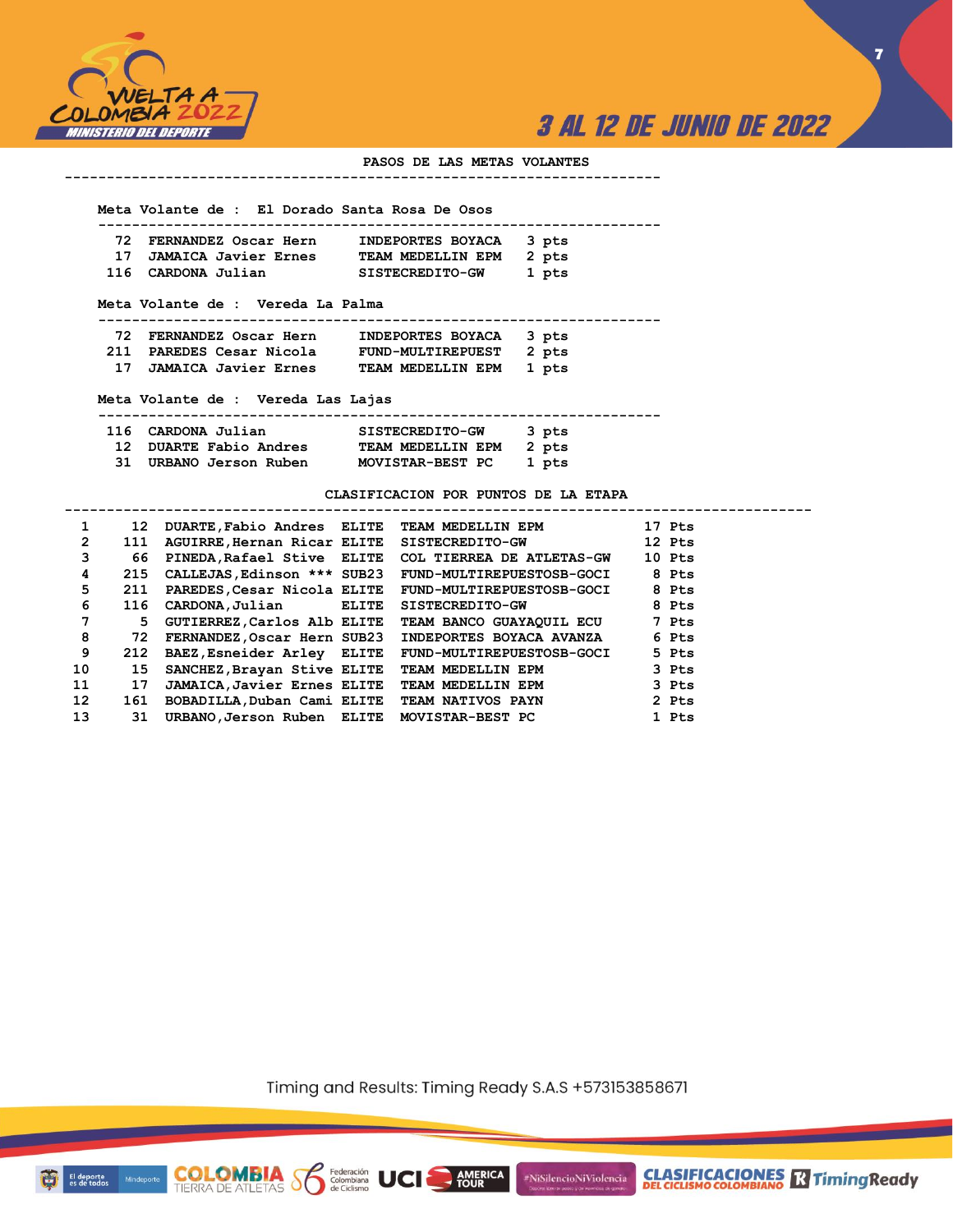## PASOS DE LAS METAS VOLANTES

**Meta Volante de : El Dorado Santa Rosa De Osos**

| No. | Nombre | Equipo | Puntos |
|---|---|---|---|
| 72 | FERNANDEZ Oscar Hern | INDEPORTES BOYACA | 3 pts |
| 17 | JAMAICA Javier Ernes | TEAM MEDELLIN EPM | 2 pts |
| 116 | CARDONA Julian | SISTECREDITO-GW | 1 pts |

**Meta Volante de : Vereda La Palma**

| No. | Nombre | Equipo | Puntos |
|---|---|---|---|
| 72 | FERNANDEZ Oscar Hern | INDEPORTES BOYACA | 3 pts |
| 211 | PAREDES Cesar Nicola | FUND-MULTIREPUEST | 2 pts |
| 17 | JAMAICA Javier Ernes | TEAM MEDELLIN EPM | 1 pts |

**Meta Volante de : Vereda Las Lajas**

| No. | Nombre | Equipo | Puntos |
|---|---|---|---|
| 116 | CARDONA Julian | SISTECREDITO-GW | 3 pts |
| 12 | DUARTE Fabio Andres | TEAM MEDELLIN EPM | 2 pts |
| 31 | URBANO Jerson Ruben | MOVISTAR-BEST PC | 1 pts |

## CLASIFICACION POR PUNTOS DE LA ETAPA

| Pos | No. | Nombre | Cat. | Equipo | Puntos |
|---|---|---|---|---|---|
| 1 | 12 | DUARTE,Fabio Andres | ELITE | TEAM MEDELLIN EPM | 17 Pts |
| 2 | 111 | AGUIRRE,Hernan Ricar | ELITE | SISTECREDITO-GW | 12 Pts |
| 3 | 66 | PINEDA,Rafael Stive | ELITE | COL TIERREA DE ATLETAS-GW | 10 Pts |
| 4 | 215 | CALLEJAS,Edinson *** | SUB23 | FUND-MULTIREPUESTOSB-GOCI | 8 Pts |
| 5 | 211 | PAREDES,Cesar Nicola | ELITE | FUND-MULTIREPUESTOSB-GOCI | 8 Pts |
| 6 | 116 | CARDONA,Julian | ELITE | SISTECREDITO-GW | 8 Pts |
| 7 | 5 | GUTIERREZ,Carlos Alb | ELITE | TEAM BANCO GUAYAQUIL ECU | 7 Pts |
| 8 | 72 | FERNANDEZ,Oscar Hern | SUB23 | INDEPORTES BOYACA AVANZA | 6 Pts |
| 9 | 212 | BAEZ,Esneider Arley | ELITE | FUND-MULTIREPUESTOSB-GOCI | 5 Pts |
| 10 | 15 | SANCHEZ,Brayan Stive | ELITE | TEAM MEDELLIN EPM | 3 Pts |
| 11 | 17 | JAMAICA,Javier Ernes | ELITE | TEAM MEDELLIN EPM | 3 Pts |
| 12 | 161 | BOBADILLA,Duban Cami | ELITE | TEAM NATIVOS PAYN | 2 Pts |
| 13 | 31 | URBANO,Jerson Ruben | ELITE | MOVISTAR-BEST PC | 1 Pts |

Timing and Results: Timing Ready S.A.S +573153858671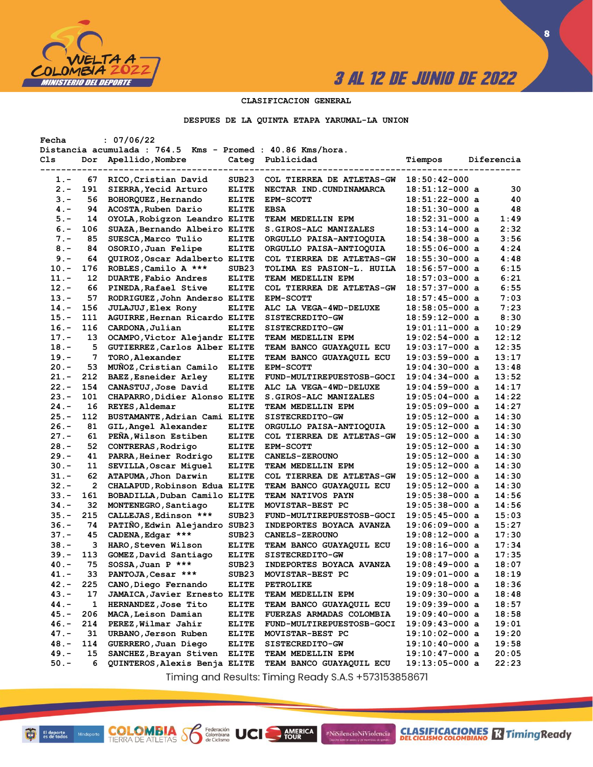3 AL 12 DE JUNIO DE 2022

CLASIFICACION GENERAL

DESPUES DE LA QUINTA ETAPA YARUMAL-LA UNION

Fecha : 07/06/22
Distancia acumulada : 764.5 Kms - Promed : 40.86 Kms/hora.

| Cls | Dor | Apellido,Nombre | Categ | Publicidad | Tiempos | Diferencia |
|---|---|---|---|---|---|---|
| 1.- | 67 | RICO,Cristian David | SUB23 | COL TIERREA DE ATLETAS-GW | 18:50:42-000 | |
| 2.- | 191 | SIERRA,Yecid Arturo | ELITE | NECTAR IND.CUNDINAMARCA | 18:51:12-000 a | 30 |
| 3.- | 56 | BOHORQUEZ,Hernando | ELITE | EPM-SCOTT | 18:51:22-000 a | 40 |
| 4.- | 94 | ACOSTA,Ruben Dario | ELITE | EBSA | 18:51:30-000 a | 48 |
| 5.- | 14 | OYOLA,Robigzon Leandro | ELITE | TEAM MEDELLIN EPM | 18:52:31-000 a | 1:49 |
| 6.- | 106 | SUAZA,Bernando Albeiro | ELITE | S.GIROS-ALC MANIZALES | 18:53:14-000 a | 2:32 |
| 7.- | 85 | SUESCA,Marco Tulio | ELITE | ORGULLO PAISA-ANTIOQUIA | 18:54:38-000 a | 3:56 |
| 8.- | 84 | OSORIO,Juan Felipe | ELITE | ORGULLO PAISA-ANTIOQUIA | 18:55:06-000 a | 4:24 |
| 9.- | 64 | QUIROZ,Oscar Adalberto | ELITE | COL TIERREA DE ATLETAS-GW | 18:55:30-000 a | 4:48 |
| 10.- | 176 | ROBLES,Camilo A *** | SUB23 | TOLIMA ES PASION-L. HUILA | 18:56:57-000 a | 6:15 |
| 11.- | 12 | DUARTE,Fabio Andres | ELITE | TEAM MEDELLIN EPM | 18:57:03-000 a | 6:21 |
| 12.- | 66 | PINEDA,Rafael Stive | ELITE | COL TIERREA DE ATLETAS-GW | 18:57:37-000 a | 6:55 |
| 13.- | 57 | RODRIGUEZ,John Anderso | ELITE | EPM-SCOTT | 18:57:45-000 a | 7:03 |
| 14.- | 156 | JULAJUJ,Elex Rony | ELITE | ALC LA VEGA-4WD-DELUXE | 18:58:05-000 a | 7:23 |
| 15.- | 111 | AGUIRRE,Hernan Ricardo | ELITE | SISTECREDITO-GW | 18:59:12-000 a | 8:30 |
| 16.- | 116 | CARDONA,Julian | ELITE | SISTECREDITO-GW | 19:01:11-000 a | 10:29 |
| 17.- | 13 | OCAMPO,Victor Alejandr | ELITE | TEAM MEDELLIN EPM | 19:02:54-000 a | 12:12 |
| 18.- | 5 | GUTIERREZ,Carlos Alber | ELITE | TEAM BANCO GUAYAQUIL ECU | 19:03:17-000 a | 12:35 |
| 19.- | 7 | TORO,Alexander | ELITE | TEAM BANCO GUAYAQUIL ECU | 19:03:59-000 a | 13:17 |
| 20.- | 53 | MUÑOZ,Cristian Camilo | ELITE | EPM-SCOTT | 19:04:30-000 a | 13:48 |
| 21.- | 212 | BAEZ,Esneider Arley | ELITE | FUND-MULTIREPUESTOSB-GOCI | 19:04:34-000 a | 13:52 |
| 22.- | 154 | CANASTUJ,Jose David | ELITE | ALC LA VEGA-4WD-DELUXE | 19:04:59-000 a | 14:17 |
| 23.- | 101 | CHAPARRO,Didier Alonso | ELITE | S.GIROS-ALC MANIZALES | 19:05:04-000 a | 14:22 |
| 24.- | 16 | REYES,Aldemar | ELITE | TEAM MEDELLIN EPM | 19:05:09-000 a | 14:27 |
| 25.- | 112 | BUSTAMANTE,Adrian Cami | ELITE | SISTECREDITO-GW | 19:05:12-000 a | 14:30 |
| 26.- | 81 | GIL,Angel Alexander | ELITE | ORGULLO PAISA-ANTIOQUIA | 19:05:12-000 a | 14:30 |
| 27.- | 61 | PEÑA,Wilson Estiben | ELITE | COL TIERREA DE ATLETAS-GW | 19:05:12-000 a | 14:30 |
| 28.- | 52 | CONTRERAS,Rodrigo | ELITE | EPM-SCOTT | 19:05:12-000 a | 14:30 |
| 29.- | 41 | PARRA,Heiner Rodrigo | ELITE | CANELS-ZEROUNO | 19:05:12-000 a | 14:30 |
| 30.- | 11 | SEVILLA,Oscar Miguel | ELITE | TEAM MEDELLIN EPM | 19:05:12-000 a | 14:30 |
| 31.- | 62 | ATAPUMA,Jhon Darwin | ELITE | COL TIERREA DE ATLETAS-GW | 19:05:12-000 a | 14:30 |
| 32.- | 2 | CHALAPUD,Robinson Edua | ELITE | TEAM BANCO GUAYAQUIL ECU | 19:05:12-000 a | 14:30 |
| 33.- | 161 | BOBADILLA,Duban Camilo | ELITE | TEAM NATIVOS PAYN | 19:05:38-000 a | 14:56 |
| 34.- | 32 | MONTENEGRO,Santiago | ELITE | MOVISTAR-BEST PC | 19:05:38-000 a | 14:56 |
| 35.- | 215 | CALLEJAS,Edinson *** | SUB23 | FUND-MULTIREPUESTOSB-GOCI | 19:05:45-000 a | 15:03 |
| 36.- | 74 | PATIÑO,Edwin Alejandro | SUB23 | INDEPORTES BOYACA AVANZA | 19:06:09-000 a | 15:27 |
| 37.- | 45 | CADENA,Edgar *** | SUB23 | CANELS-ZEROUNO | 19:08:12-000 a | 17:30 |
| 38.- | 3 | HARO,Steven Wilson | ELITE | TEAM BANCO GUAYAQUIL ECU | 19:08:16-000 a | 17:34 |
| 39.- | 113 | GOMEZ,David Santiago | ELITE | SISTECREDITO-GW | 19:08:17-000 a | 17:35 |
| 40.- | 75 | SOSSA,Juan P *** | SUB23 | INDEPORTES BOYACA AVANZA | 19:08:49-000 a | 18:07 |
| 41.- | 33 | PANTOJA,Cesar *** | SUB23 | MOVISTAR-BEST PC | 19:09:01-000 a | 18:19 |
| 42.- | 225 | CANO,Diego Fernando | ELITE | PETROLIKE | 19:09:18-000 a | 18:36 |
| 43.- | 17 | JAMAICA,Javier Ernesto | ELITE | TEAM MEDELLIN EPM | 19:09:30-000 a | 18:48 |
| 44.- | 1 | HERNANDEZ,Jose Tito | ELITE | TEAM BANCO GUAYAQUIL ECU | 19:09:39-000 a | 18:57 |
| 45.- | 206 | MACA,Leison Damian | ELITE | FUERZAS ARMADAS COLOMBIA | 19:09:40-000 a | 18:58 |
| 46.- | 214 | PEREZ,Wilmar Jahir | ELITE | FUND-MULTIREPUESTOSB-GOCI | 19:09:43-000 a | 19:01 |
| 47.- | 31 | URBANO,Jerson Ruben | ELITE | MOVISTAR-BEST PC | 19:10:02-000 a | 19:20 |
| 48.- | 114 | GUERRERO,Juan Diego | ELITE | SISTECREDITO-GW | 19:10:40-000 a | 19:58 |
| 49.- | 15 | SANCHEZ,Brayan Stiven | ELITE | TEAM MEDELLIN EPM | 19:10:47-000 a | 20:05 |
| 50.- | 6 | QUINTEROS,Alexis Benja | ELITE | TEAM BANCO GUAYAQUIL ECU | 19:13:05-000 a | 22:23 |

Timing and Results: Timing Ready S.A.S +573153858671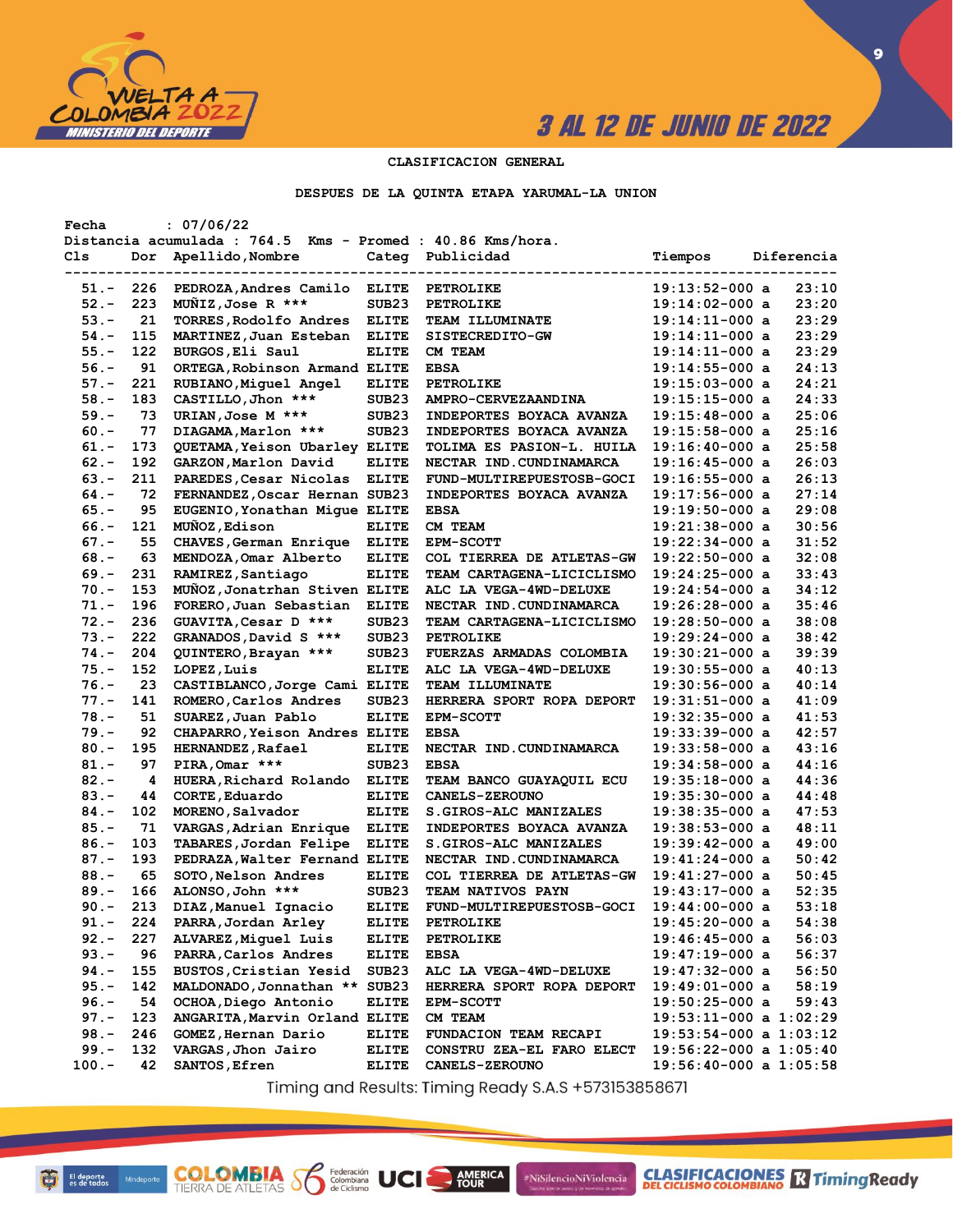3 AL 12 DE JUNIO DE 2022

CLASIFICACION GENERAL

DESPUES DE LA QUINTA ETAPA YARUMAL-LA UNION

Fecha : 07/06/22
Distancia acumulada : 764.5 Kms - Promed : 40.86 Kms/hora.

| Cls | Dor | Apellido,Nombre | Categ | Publicidad | Tiempos | Diferencia |
|---|---|---|---|---|---|---|
| 51.- | 226 | PEDROZA,Andres Camilo | ELITE | PETROLIKE | 19:13:52-000 a | 23:10 |
| 52.- | 223 | MUÑIZ,Jose R *** | SUB23 | PETROLIKE | 19:14:02-000 a | 23:20 |
| 53.- | 21 | TORRES,Rodolfo Andres | ELITE | TEAM ILLUMINATE | 19:14:11-000 a | 23:29 |
| 54.- | 115 | MARTINEZ,Juan Esteban | ELITE | SISTECREDITO-GW | 19:14:11-000 a | 23:29 |
| 55.- | 122 | BURGOS,Eli Saul | ELITE | CM TEAM | 19:14:11-000 a | 23:29 |
| 56.- | 91 | ORTEGA,Robinson Armand | ELITE | EBSA | 19:14:55-000 a | 24:13 |
| 57.- | 221 | RUBIANO,Miguel Angel | ELITE | PETROLIKE | 19:15:03-000 a | 24:21 |
| 58.- | 183 | CASTILLO,Jhon *** | SUB23 | AMPRO-CERVEZAANDINA | 19:15:15-000 a | 24:33 |
| 59.- | 73 | URIAN,Jose M *** | SUB23 | INDEPORTES BOYACA AVANZA | 19:15:48-000 a | 25:06 |
| 60.- | 77 | DIAGAMA,Marlon *** | SUB23 | INDEPORTES BOYACA AVANZA | 19:15:58-000 a | 25:16 |
| 61.- | 173 | QUETAMA,Yeison Ubarley | ELITE | TOLIMA ES PASION-L. HUILA | 19:16:40-000 a | 25:58 |
| 62.- | 192 | GARZON,Marlon David | ELITE | NECTAR IND.CUNDINAMARCA | 19:16:45-000 a | 26:03 |
| 63.- | 211 | PAREDES,Cesar Nicolas | ELITE | FUND-MULTIREPUESTOSB-GOCI | 19:16:55-000 a | 26:13 |
| 64.- | 72 | FERNANDEZ,Oscar Hernan | SUB23 | INDEPORTES BOYACA AVANZA | 19:17:56-000 a | 27:14 |
| 65.- | 95 | EUGENIO,Yonathan Migue | ELITE | EBSA | 19:19:50-000 a | 29:08 |
| 66.- | 121 | MUÑOZ,Edison | ELITE | CM TEAM | 19:21:38-000 a | 30:56 |
| 67.- | 55 | CHAVES,German Enrique | ELITE | EPM-SCOTT | 19:22:34-000 a | 31:52 |
| 68.- | 63 | MENDOZA,Omar Alberto | ELITE | COL TIERREA DE ATLETAS-GW | 19:22:50-000 a | 32:08 |
| 69.- | 231 | RAMIREZ,Santiago | ELITE | TEAM CARTAGENA-LICICLISMO | 19:24:25-000 a | 33:43 |
| 70.- | 153 | MUÑOZ,Jonatrhan Stiven | ELITE | ALC LA VEGA-4WD-DELUXE | 19:24:54-000 a | 34:12 |
| 71.- | 196 | FORERO,Juan Sebastian | ELITE | NECTAR IND.CUNDINAMARCA | 19:26:28-000 a | 35:46 |
| 72.- | 236 | GUAVITA,Cesar D *** | SUB23 | TEAM CARTAGENA-LICICLISMO | 19:28:50-000 a | 38:08 |
| 73.- | 222 | GRANADOS,David S *** | SUB23 | PETROLIKE | 19:29:24-000 a | 38:42 |
| 74.- | 204 | QUINTERO,Brayan *** | SUB23 | FUERZAS ARMADAS COLOMBIA | 19:30:21-000 a | 39:39 |
| 75.- | 152 | LOPEZ,Luis | ELITE | ALC LA VEGA-4WD-DELUXE | 19:30:55-000 a | 40:13 |
| 76.- | 23 | CASTIBLANCO,Jorge Cami | ELITE | TEAM ILLUMINATE | 19:30:56-000 a | 40:14 |
| 77.- | 141 | ROMERO,Carlos Andres | SUB23 | HERRERA SPORT ROPA DEPORT | 19:31:51-000 a | 41:09 |
| 78.- | 51 | SUAREZ,Juan Pablo | ELITE | EPM-SCOTT | 19:32:35-000 a | 41:53 |
| 79.- | 92 | CHAPARRO,Yeison Andres | ELITE | EBSA | 19:33:39-000 a | 42:57 |
| 80.- | 195 | HERNANDEZ,Rafael | ELITE | NECTAR IND.CUNDINAMARCA | 19:33:58-000 a | 43:16 |
| 81.- | 97 | PIRA,Omar *** | SUB23 | EBSA | 19:34:58-000 a | 44:16 |
| 82.- | 4 | HUERA,Richard Rolando | ELITE | TEAM BANCO GUAYAQUIL ECU | 19:35:18-000 a | 44:36 |
| 83.- | 44 | CORTE,Eduardo | ELITE | CANELS-ZEROUNO | 19:35:30-000 a | 44:48 |
| 84.- | 102 | MORENO,Salvador | ELITE | S.GIROS-ALC MANIZALES | 19:38:35-000 a | 47:53 |
| 85.- | 71 | VARGAS,Adrian Enrique | ELITE | INDEPORTES BOYACA AVANZA | 19:38:53-000 a | 48:11 |
| 86.- | 103 | TABARES,Jordan Felipe | ELITE | S.GIROS-ALC MANIZALES | 19:39:42-000 a | 49:00 |
| 87.- | 193 | PEDRAZA,Walter Fernand | ELITE | NECTAR IND.CUNDINAMARCA | 19:41:24-000 a | 50:42 |
| 88.- | 65 | SOTO,Nelson Andres | ELITE | COL TIERREA DE ATLETAS-GW | 19:41:27-000 a | 50:45 |
| 89.- | 166 | ALONSO,John *** | SUB23 | TEAM NATIVOS PAYN | 19:43:17-000 a | 52:35 |
| 90.- | 213 | DIAZ,Manuel Ignacio | ELITE | FUND-MULTIREPUESTOSB-GOCI | 19:44:00-000 a | 53:18 |
| 91.- | 224 | PARRA,Jordan Arley | ELITE | PETROLIKE | 19:45:20-000 a | 54:38 |
| 92.- | 227 | ALVAREZ,Miguel Luis | ELITE | PETROLIKE | 19:46:45-000 a | 56:03 |
| 93.- | 96 | PARRA,Carlos Andres | ELITE | EBSA | 19:47:19-000 a | 56:37 |
| 94.- | 155 | BUSTOS,Cristian Yesid | SUB23 | ALC LA VEGA-4WD-DELUXE | 19:47:32-000 a | 56:50 |
| 95.- | 142 | MALDONADO,Jonnathan ** | SUB23 | HERRERA SPORT ROPA DEPORT | 19:49:01-000 a | 58:19 |
| 96.- | 54 | OCHOA,Diego Antonio | ELITE | EPM-SCOTT | 19:50:25-000 a | 59:43 |
| 97.- | 123 | ANGARITA,Marvin Orland | ELITE | CM TEAM | 19:53:11-000 a | 1:02:29 |
| 98.- | 246 | GOMEZ,Hernan Dario | ELITE | FUNDACION TEAM RECAPI | 19:53:54-000 a | 1:03:12 |
| 99.- | 132 | VARGAS,Jhon Jairo | ELITE | CONSTRU ZEA-EL FARO ELECT | 19:56:22-000 a | 1:05:40 |
| 100.- | 42 | SANTOS,Efren | ELITE | CANELS-ZEROUNO | 19:56:40-000 a | 1:05:58 |

Timing and Results: Timing Ready S.A.S +573153858671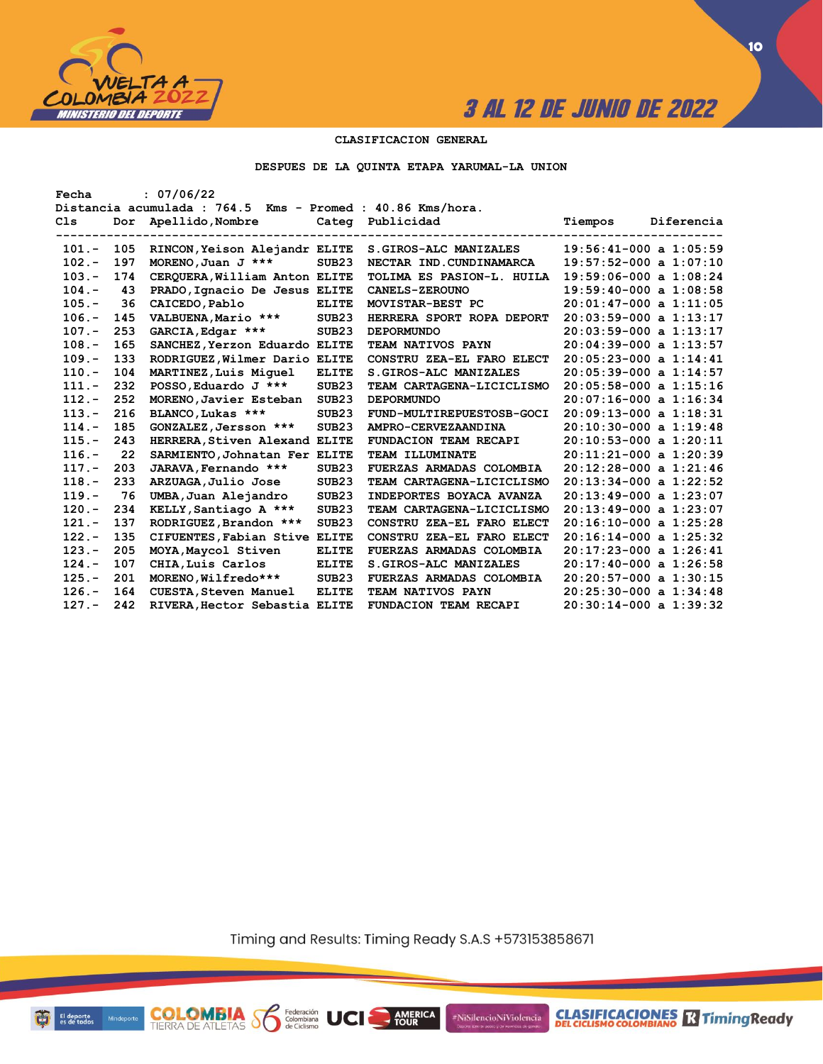CLASIFICACION GENERAL

DESPUES DE LA QUINTA ETAPA YARUMAL-LA UNION

Fecha : 07/06/22
Distancia acumulada : 764.5 Kms - Promed : 40.86 Kms/hora.

| Cls | Dor | Apellido,Nombre | Categ | Publicidad | Tiempos | Diferencia |
|---|---|---|---|---|---|---|
| 101.- | 105 | RINCON,Yeison Alejandr | ELITE | S.GIROS-ALC MANIZALES | 19:56:41-000 | a 1:05:59 |
| 102.- | 197 | MORENO,Juan J *** | SUB23 | NECTAR IND.CUNDINAMARCA | 19:57:52-000 | a 1:07:10 |
| 103.- | 174 | CERQUERA,William Anton | ELITE | TOLIMA ES PASION-L. HUILA | 19:59:06-000 | a 1:08:24 |
| 104.- | 43 | PRADO,Ignacio De Jesus | ELITE | CANELS-ZEROUNO | 19:59:40-000 | a 1:08:58 |
| 105.- | 36 | CAICEDO,Pablo | ELITE | MOVISTAR-BEST PC | 20:01:47-000 | a 1:11:05 |
| 106.- | 145 | VALBUENA,Mario *** | SUB23 | HERRERA SPORT ROPA DEPORT | 20:03:59-000 | a 1:13:17 |
| 107.- | 253 | GARCIA,Edgar *** | SUB23 | DEPORMUNDO | 20:03:59-000 | a 1:13:17 |
| 108.- | 165 | SANCHEZ,Yerzon Eduardo | ELITE | TEAM NATIVOS PAYN | 20:04:39-000 | a 1:13:57 |
| 109.- | 133 | RODRIGUEZ,Wilmer Dario | ELITE | CONSTRU ZEA-EL FARO ELECT | 20:05:23-000 | a 1:14:41 |
| 110.- | 104 | MARTINEZ,Luis Miguel | ELITE | S.GIROS-ALC MANIZALES | 20:05:39-000 | a 1:14:57 |
| 111.- | 232 | POSSO,Eduardo J *** | SUB23 | TEAM CARTAGENA-LICICLISMO | 20:05:58-000 | a 1:15:16 |
| 112.- | 252 | MORENO,Javier Esteban | SUB23 | DEPORMUNDO | 20:07:16-000 | a 1:16:34 |
| 113.- | 216 | BLANCO,Lukas *** | SUB23 | FUND-MULTIREPUESTOSB-GOCI | 20:09:13-000 | a 1:18:31 |
| 114.- | 185 | GONZALEZ,Jersson *** | SUB23 | AMPRO-CERVEZAANDINA | 20:10:30-000 | a 1:19:48 |
| 115.- | 243 | HERRERA,Stiven Alexand | ELITE | FUNDACION TEAM RECAPI | 20:10:53-000 | a 1:20:11 |
| 116.- | 22 | SARMIENTO,Johnatan Fer | ELITE | TEAM ILLUMINATE | 20:11:21-000 | a 1:20:39 |
| 117.- | 203 | JARAVA,Fernando *** | SUB23 | FUERZAS ARMADAS COLOMBIA | 20:12:28-000 | a 1:21:46 |
| 118.- | 233 | ARZUAGA,Julio Jose | SUB23 | TEAM CARTAGENA-LICICLISMO | 20:13:34-000 | a 1:22:52 |
| 119.- | 76 | UMBA,Juan Alejandro | SUB23 | INDEPORTES BOYACA AVANZA | 20:13:49-000 | a 1:23:07 |
| 120.- | 234 | KELLY,Santiago A *** | SUB23 | TEAM CARTAGENA-LICICLISMO | 20:13:49-000 | a 1:23:07 |
| 121.- | 137 | RODRIGUEZ,Brandon *** | SUB23 | CONSTRU ZEA-EL FARO ELECT | 20:16:10-000 | a 1:25:28 |
| 122.- | 135 | CIFUENTES,Fabian Stive | ELITE | CONSTRU ZEA-EL FARO ELECT | 20:16:14-000 | a 1:25:32 |
| 123.- | 205 | MOYA,Maycol Stiven | ELITE | FUERZAS ARMADAS COLOMBIA | 20:17:23-000 | a 1:26:41 |
| 124.- | 107 | CHIA,Luis Carlos | ELITE | S.GIROS-ALC MANIZALES | 20:17:40-000 | a 1:26:58 |
| 125.- | 201 | MORENO,Wilfredo*** | SUB23 | FUERZAS ARMADAS COLOMBIA | 20:20:57-000 | a 1:30:15 |
| 126.- | 164 | CUESTA,Steven Manuel | ELITE | TEAM NATIVOS PAYN | 20:25:30-000 | a 1:34:48 |
| 127.- | 242 | RIVERA,Hector Sebastia | ELITE | FUNDACION TEAM RECAPI | 20:30:14-000 | a 1:39:32 |

Timing and Results: Timing Ready S.A.S +573153858671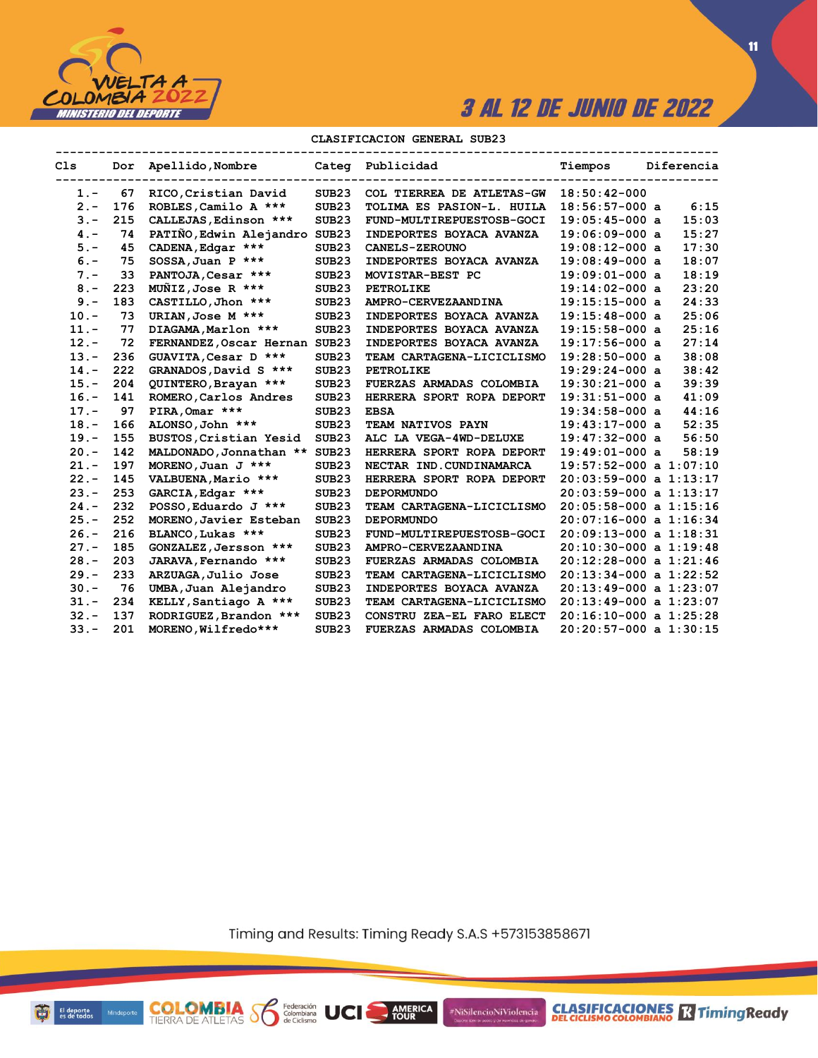3 AL 12 DE JUNIO DE 2022

## CLASIFICACION GENERAL SUB23

| Cls | Dor | Apellido,Nombre | Categ | Publicidad | Tiempos | Diferencia |
|---|---|---|---|---|---|---|
| 1.- | 67 | RICO,Cristian David | SUB23 | COL TIERREA DE ATLETAS-GW | 18:50:42-000 | |
| 2.- | 176 | ROBLES,Camilo A *** | SUB23 | TOLIMA ES PASION-L. HUILA | 18:56:57-000 a | 6:15 |
| 3.- | 215 | CALLEJAS,Edinson *** | SUB23 | FUND-MULTIREPUESTOSB-GOCI | 19:05:45-000 a | 15:03 |
| 4.- | 74 | PATIÑO,Edwin Alejandro | SUB23 | INDEPORTES BOYACA AVANZA | 19:06:09-000 a | 15:27 |
| 5.- | 45 | CADENA,Edgar *** | SUB23 | CANELS-ZEROUNO | 19:08:12-000 a | 17:30 |
| 6.- | 75 | SOSSA,Juan P *** | SUB23 | INDEPORTES BOYACA AVANZA | 19:08:49-000 a | 18:07 |
| 7.- | 33 | PANTOJA,Cesar *** | SUB23 | MOVISTAR-BEST PC | 19:09:01-000 a | 18:19 |
| 8.- | 223 | MUÑIZ,Jose R *** | SUB23 | PETROLIKE | 19:14:02-000 a | 23:20 |
| 9.- | 183 | CASTILLO,Jhon *** | SUB23 | AMPRO-CERVEZAANDINA | 19:15:15-000 a | 24:33 |
| 10.- | 73 | URIAN,Jose M *** | SUB23 | INDEPORTES BOYACA AVANZA | 19:15:48-000 a | 25:06 |
| 11.- | 77 | DIAGAMA,Marlon *** | SUB23 | INDEPORTES BOYACA AVANZA | 19:15:58-000 a | 25:16 |
| 12.- | 72 | FERNANDEZ,Oscar Hernan | SUB23 | INDEPORTES BOYACA AVANZA | 19:17:56-000 a | 27:14 |
| 13.- | 236 | GUAVITA,Cesar D *** | SUB23 | TEAM CARTAGENA-LICICLISMO | 19:28:50-000 a | 38:08 |
| 14.- | 222 | GRANADOS,David S *** | SUB23 | PETROLIKE | 19:29:24-000 a | 38:42 |
| 15.- | 204 | QUINTERO,Brayan *** | SUB23 | FUERZAS ARMADAS COLOMBIA | 19:30:21-000 a | 39:39 |
| 16.- | 141 | ROMERO,Carlos Andres | SUB23 | HERRERA SPORT ROPA DEPORT | 19:31:51-000 a | 41:09 |
| 17.- | 97 | PIRA,Omar *** | SUB23 | EBSA | 19:34:58-000 a | 44:16 |
| 18.- | 166 | ALONSO,John *** | SUB23 | TEAM NATIVOS PAYN | 19:43:17-000 a | 52:35 |
| 19.- | 155 | BUSTOS,Cristian Yesid | SUB23 | ALC LA VEGA-4WD-DELUXE | 19:47:32-000 a | 56:50 |
| 20.- | 142 | MALDONADO,Jonnathan ** | SUB23 | HERRERA SPORT ROPA DEPORT | 19:49:01-000 a | 58:19 |
| 21.- | 197 | MORENO,Juan J *** | SUB23 | NECTAR IND.CUNDINAMARCA | 19:57:52-000 a | 1:07:10 |
| 22.- | 145 | VALBUENA,Mario *** | SUB23 | HERRERA SPORT ROPA DEPORT | 20:03:59-000 a | 1:13:17 |
| 23.- | 253 | GARCIA,Edgar *** | SUB23 | DEPORMUNDO | 20:03:59-000 a | 1:13:17 |
| 24.- | 232 | POSSO,Eduardo J *** | SUB23 | TEAM CARTAGENA-LICICLISMO | 20:05:58-000 a | 1:15:16 |
| 25.- | 252 | MORENO,Javier Esteban | SUB23 | DEPORMUNDO | 20:07:16-000 a | 1:16:34 |
| 26.- | 216 | BLANCO,Lukas *** | SUB23 | FUND-MULTIREPUESTOSB-GOCI | 20:09:13-000 a | 1:18:31 |
| 27.- | 185 | GONZALEZ,Jersson *** | SUB23 | AMPRO-CERVEZAANDINA | 20:10:30-000 a | 1:19:48 |
| 28.- | 203 | JARAVA,Fernando *** | SUB23 | FUERZAS ARMADAS COLOMBIA | 20:12:28-000 a | 1:21:46 |
| 29.- | 233 | ARZUAGA,Julio Jose | SUB23 | TEAM CARTAGENA-LICICLISMO | 20:13:34-000 a | 1:22:52 |
| 30.- | 76 | UMBA,Juan Alejandro | SUB23 | INDEPORTES BOYACA AVANZA | 20:13:49-000 a | 1:23:07 |
| 31.- | 234 | KELLY,Santiago A *** | SUB23 | TEAM CARTAGENA-LICICLISMO | 20:13:49-000 a | 1:23:07 |
| 32.- | 137 | RODRIGUEZ,Brandon *** | SUB23 | CONSTRU ZEA-EL FARO ELECT | 20:16:10-000 a | 1:25:28 |
| 33.- | 201 | MORENO,Wilfredo*** | SUB23 | FUERZAS ARMADAS COLOMBIA | 20:20:57-000 a | 1:30:15 |

Timing and Results: Timing Ready S.A.S +573153858671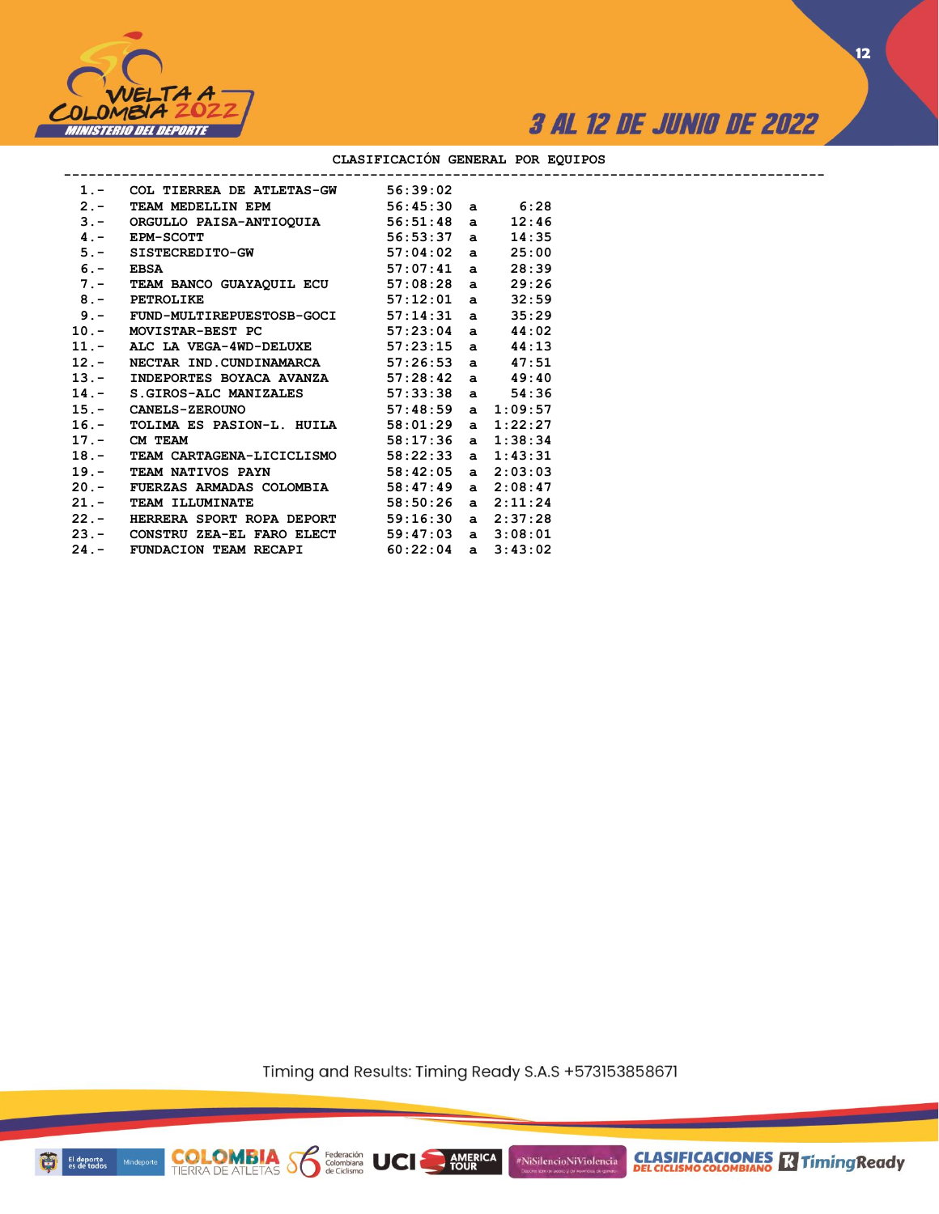## CLASIFICACIÓN GENERAL POR EQUIPOS

| Pos. | Equipo | Tiempo | | Diferencia |
|---|---|---|---|---|
| 1.- | COL TIERREA DE ATLETAS-GW | 56:39:02 | | |
| 2.- | TEAM MEDELLIN EPM | 56:45:30 | a | 6:28 |
| 3.- | ORGULLO PAISA-ANTIOQUIA | 56:51:48 | a | 12:46 |
| 4.- | EPM-SCOTT | 56:53:37 | a | 14:35 |
| 5.- | SISTECREDITO-GW | 57:04:02 | a | 25:00 |
| 6.- | EBSA | 57:07:41 | a | 28:39 |
| 7.- | TEAM BANCO GUAYAQUIL ECU | 57:08:28 | a | 29:26 |
| 8.- | PETROLIKE | 57:12:01 | a | 32:59 |
| 9.- | FUND-MULTIREPUESTOSB-GOCI | 57:14:31 | a | 35:29 |
| 10.- | MOVISTAR-BEST PC | 57:23:04 | a | 44:02 |
| 11.- | ALC LA VEGA-4WD-DELUXE | 57:23:15 | a | 44:13 |
| 12.- | NECTAR IND.CUNDINAMARCA | 57:26:53 | a | 47:51 |
| 13.- | INDEPORTES BOYACA AVANZA | 57:28:42 | a | 49:40 |
| 14.- | S.GIROS-ALC MANIZALES | 57:33:38 | a | 54:36 |
| 15.- | CANELS-ZEROUNO | 57:48:59 | a | 1:09:57 |
| 16.- | TOLIMA ES PASION-L. HUILA | 58:01:29 | a | 1:22:27 |
| 17.- | CM TEAM | 58:17:36 | a | 1:38:34 |
| 18.- | TEAM CARTAGENA-LICICLISMO | 58:22:33 | a | 1:43:31 |
| 19.- | TEAM NATIVOS PAYN | 58:42:05 | a | 2:03:03 |
| 20.- | FUERZAS ARMADAS COLOMBIA | 58:47:49 | a | 2:08:47 |
| 21.- | TEAM ILLUMINATE | 58:50:26 | a | 2:11:24 |
| 22.- | HERRERA SPORT ROPA DEPORT | 59:16:30 | a | 2:37:28 |
| 23.- | CONSTRU ZEA-EL FARO ELECT | 59:47:03 | a | 3:08:01 |
| 24.- | FUNDACION TEAM RECAPI | 60:22:04 | a | 3:43:02 |

Timing and Results: Timing Ready S.A.S +573153858671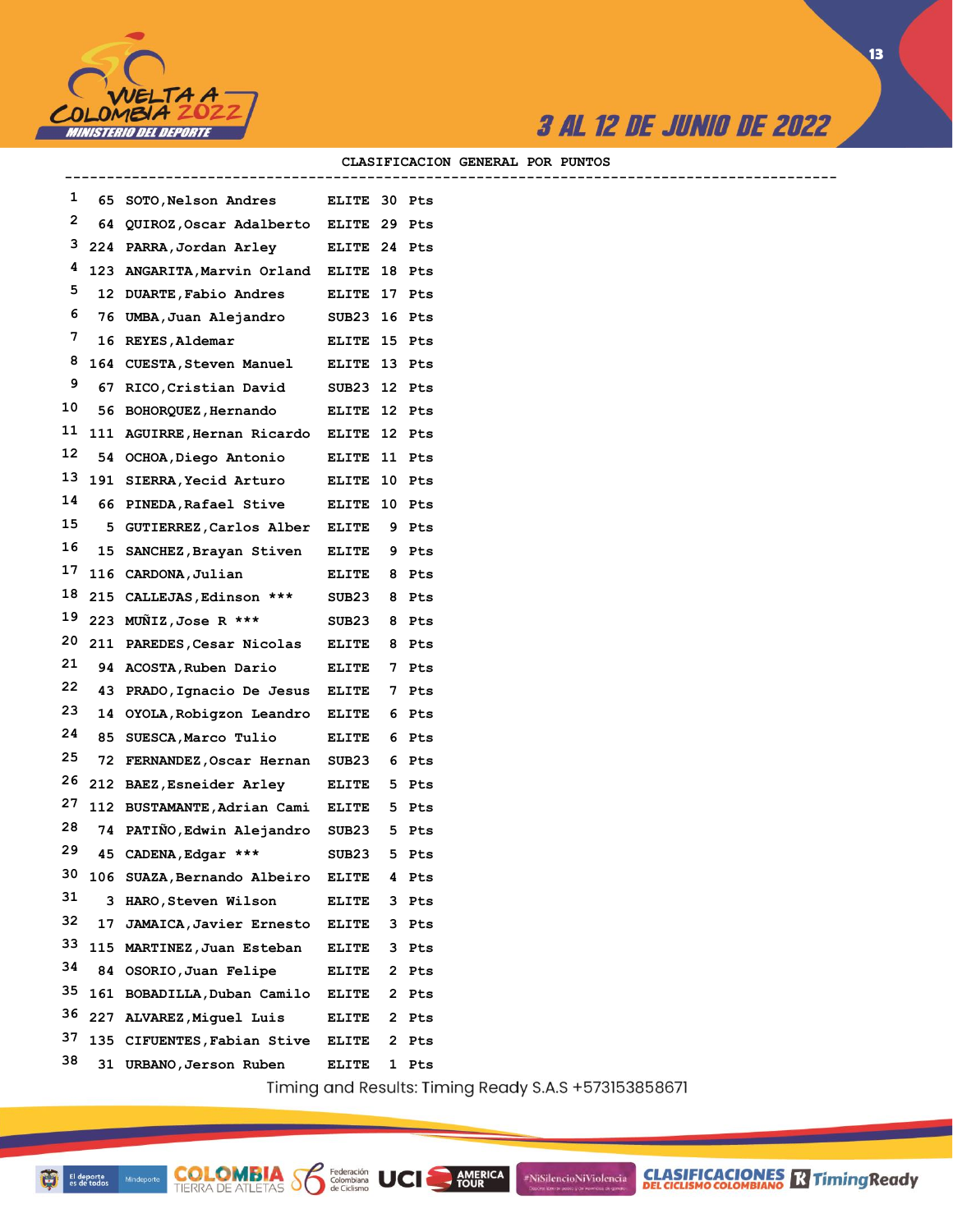## CLASIFICACION GENERAL POR PUNTOS

| Pos | Dorsal | Nombre | Categoría | Puntos |
|---|---|---|---|---|
| 1 | 65 | SOTO,Nelson Andres | ELITE | 30 Pts |
| 2 | 64 | QUIROZ,Oscar Adalberto | ELITE | 29 Pts |
| 3 | 224 | PARRA,Jordan Arley | ELITE | 24 Pts |
| 4 | 123 | ANGARITA,Marvin Orland | ELITE | 18 Pts |
| 5 | 12 | DUARTE,Fabio Andres | ELITE | 17 Pts |
| 6 | 76 | UMBA,Juan Alejandro | SUB23 | 16 Pts |
| 7 | 16 | REYES,Aldemar | ELITE | 15 Pts |
| 8 | 164 | CUESTA,Steven Manuel | ELITE | 13 Pts |
| 9 | 67 | RICO,Cristian David | SUB23 | 12 Pts |
| 10 | 56 | BOHORQUEZ,Hernando | ELITE | 12 Pts |
| 11 | 111 | AGUIRRE,Hernan Ricardo | ELITE | 12 Pts |
| 12 | 54 | OCHOA,Diego Antonio | ELITE | 11 Pts |
| 13 | 191 | SIERRA,Yecid Arturo | ELITE | 10 Pts |
| 14 | 66 | PINEDA,Rafael Stive | ELITE | 10 Pts |
| 15 | 5 | GUTIERREZ,Carlos Alber | ELITE | 9 Pts |
| 16 | 15 | SANCHEZ,Brayan Stiven | ELITE | 9 Pts |
| 17 | 116 | CARDONA,Julian | ELITE | 8 Pts |
| 18 | 215 | CALLEJAS,Edinson *** | SUB23 | 8 Pts |
| 19 | 223 | MUÑIZ,Jose R *** | SUB23 | 8 Pts |
| 20 | 211 | PAREDES,Cesar Nicolas | ELITE | 8 Pts |
| 21 | 94 | ACOSTA,Ruben Dario | ELITE | 7 Pts |
| 22 | 43 | PRADO,Ignacio De Jesus | ELITE | 7 Pts |
| 23 | 14 | OYOLA,Robigzon Leandro | ELITE | 6 Pts |
| 24 | 85 | SUESCA,Marco Tulio | ELITE | 6 Pts |
| 25 | 72 | FERNANDEZ,Oscar Hernan | SUB23 | 6 Pts |
| 26 | 212 | BAEZ,Esneider Arley | ELITE | 5 Pts |
| 27 | 112 | BUSTAMANTE,Adrian Cami | ELITE | 5 Pts |
| 28 | 74 | PATIÑO,Edwin Alejandro | SUB23 | 5 Pts |
| 29 | 45 | CADENA,Edgar *** | SUB23 | 5 Pts |
| 30 | 106 | SUAZA,Bernando Albeiro | ELITE | 4 Pts |
| 31 | 3 | HARO,Steven Wilson | ELITE | 3 Pts |
| 32 | 17 | JAMAICA,Javier Ernesto | ELITE | 3 Pts |
| 33 | 115 | MARTINEZ,Juan Esteban | ELITE | 3 Pts |
| 34 | 84 | OSORIO,Juan Felipe | ELITE | 2 Pts |
| 35 | 161 | BOBADILLA,Duban Camilo | ELITE | 2 Pts |
| 36 | 227 | ALVAREZ,Miguel Luis | ELITE | 2 Pts |
| 37 | 135 | CIFUENTES,Fabian Stive | ELITE | 2 Pts |
| 38 | 31 | URBANO,Jerson Ruben | ELITE | 1 Pts |

Timing and Results: Timing Ready S.A.S +573153858671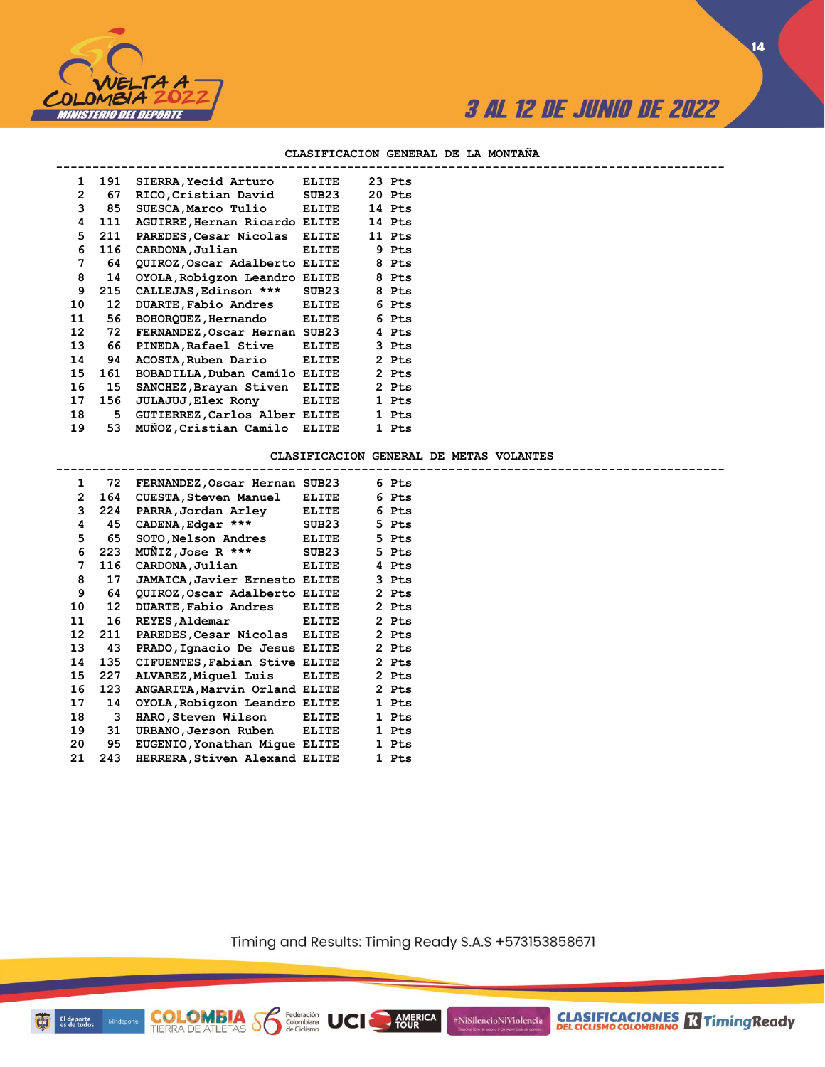## CLASIFICACION GENERAL DE LA MONTAÑA

| Pos | Dorsal | Nombre | Categoría | Puntos |
|---|---|---|---|---|
| 1 | 191 | SIERRA,Yecid Arturo | ELITE | 23 Pts |
| 2 | 67 | RICO,Cristian David | SUB23 | 20 Pts |
| 3 | 85 | SUESCA,Marco Tulio | ELITE | 14 Pts |
| 4 | 111 | AGUIRRE,Hernan Ricardo | ELITE | 14 Pts |
| 5 | 211 | PAREDES,Cesar Nicolas | ELITE | 11 Pts |
| 6 | 116 | CARDONA,Julian | ELITE | 9 Pts |
| 7 | 64 | QUIROZ,Oscar Adalberto | ELITE | 8 Pts |
| 8 | 14 | OYOLA,Robigzon Leandro | ELITE | 8 Pts |
| 9 | 215 | CALLEJAS,Edinson *** | SUB23 | 8 Pts |
| 10 | 12 | DUARTE,Fabio Andres | ELITE | 6 Pts |
| 11 | 56 | BOHORQUEZ,Hernando | ELITE | 6 Pts |
| 12 | 72 | FERNANDEZ,Oscar Hernan | SUB23 | 4 Pts |
| 13 | 66 | PINEDA,Rafael Stive | ELITE | 3 Pts |
| 14 | 94 | ACOSTA,Ruben Dario | ELITE | 2 Pts |
| 15 | 161 | BOBADILLA,Duban Camilo | ELITE | 2 Pts |
| 16 | 15 | SANCHEZ,Brayan Stiven | ELITE | 2 Pts |
| 17 | 156 | JULAJUJ,Elex Rony | ELITE | 1 Pts |
| 18 | 5 | GUTIERREZ,Carlos Alber | ELITE | 1 Pts |
| 19 | 53 | MUÑOZ,Cristian Camilo | ELITE | 1 Pts |

## CLASIFICACION GENERAL DE METAS VOLANTES

| Pos | Dorsal | Nombre | Categoría | Puntos |
|---|---|---|---|---|
| 1 | 72 | FERNANDEZ,Oscar Hernan | SUB23 | 6 Pts |
| 2 | 164 | CUESTA,Steven Manuel | ELITE | 6 Pts |
| 3 | 224 | PARRA,Jordan Arley | ELITE | 6 Pts |
| 4 | 45 | CADENA,Edgar *** | SUB23 | 5 Pts |
| 5 | 65 | SOTO,Nelson Andres | ELITE | 5 Pts |
| 6 | 223 | MUÑIZ,Jose R *** | SUB23 | 5 Pts |
| 7 | 116 | CARDONA,Julian | ELITE | 4 Pts |
| 8 | 17 | JAMAICA,Javier Ernesto | ELITE | 3 Pts |
| 9 | 64 | QUIROZ,Oscar Adalberto | ELITE | 2 Pts |
| 10 | 12 | DUARTE,Fabio Andres | ELITE | 2 Pts |
| 11 | 16 | REYES,Aldemar | ELITE | 2 Pts |
| 12 | 211 | PAREDES,Cesar Nicolas | ELITE | 2 Pts |
| 13 | 43 | PRADO,Ignacio De Jesus | ELITE | 2 Pts |
| 14 | 135 | CIFUENTES,Fabian Stive | ELITE | 2 Pts |
| 15 | 227 | ALVAREZ,Miguel Luis | ELITE | 2 Pts |
| 16 | 123 | ANGARITA,Marvin Orland | ELITE | 2 Pts |
| 17 | 14 | OYOLA,Robigzon Leandro | ELITE | 1 Pts |
| 18 | 3 | HARO,Steven Wilson | ELITE | 1 Pts |
| 19 | 31 | URBANO,Jerson Ruben | ELITE | 1 Pts |
| 20 | 95 | EUGENIO,Yonathan Migue | ELITE | 1 Pts |
| 21 | 243 | HERRERA,Stiven Alexand | ELITE | 1 Pts |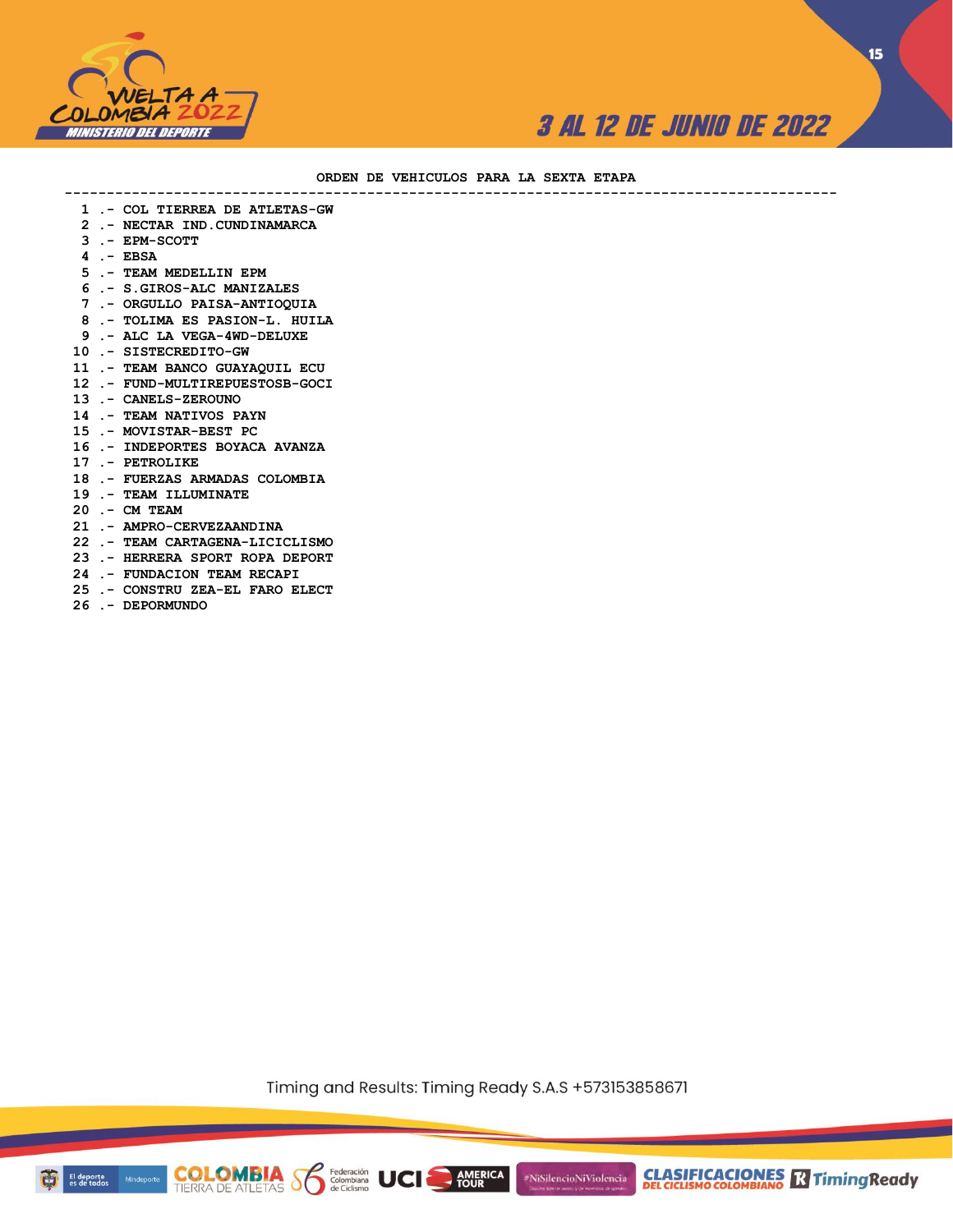## ORDEN DE VEHICULOS PARA LA SEXTA ETAPA

```
 1 .- COL TIERREA DE ATLETAS-GW
 2 .- NECTAR IND.CUNDINAMARCA
 3 .- EPM-SCOTT
 4 .- EBSA
 5 .- TEAM MEDELLIN EPM
 6 .- S.GIROS-ALC MANIZALES
 7 .- ORGULLO PAISA-ANTIOQUIA
 8 .- TOLIMA ES PASION-L. HUILA
 9 .- ALC LA VEGA-4WD-DELUXE
10 .- SISTECREDITO-GW
11 .- TEAM BANCO GUAYAQUIL ECU
12 .- FUND-MULTIREPUESTOSB-GOCI
13 .- CANELS-ZEROUNO
14 .- TEAM NATIVOS PAYN
15 .- MOVISTAR-BEST PC
16 .- INDEPORTES BOYACA AVANZA
17 .- PETROLIKE
18 .- FUERZAS ARMADAS COLOMBIA
19 .- TEAM ILLUMINATE
20 .- CM TEAM
21 .- AMPRO-CERVEZAANDINA
22 .- TEAM CARTAGENA-LICICLISMO
23 .- HERRERA SPORT ROPA DEPORT
24 .- FUNDACION TEAM RECAPI
25 .- CONSTRU ZEA-EL FARO ELECT
26 .- DEPORMUNDO
```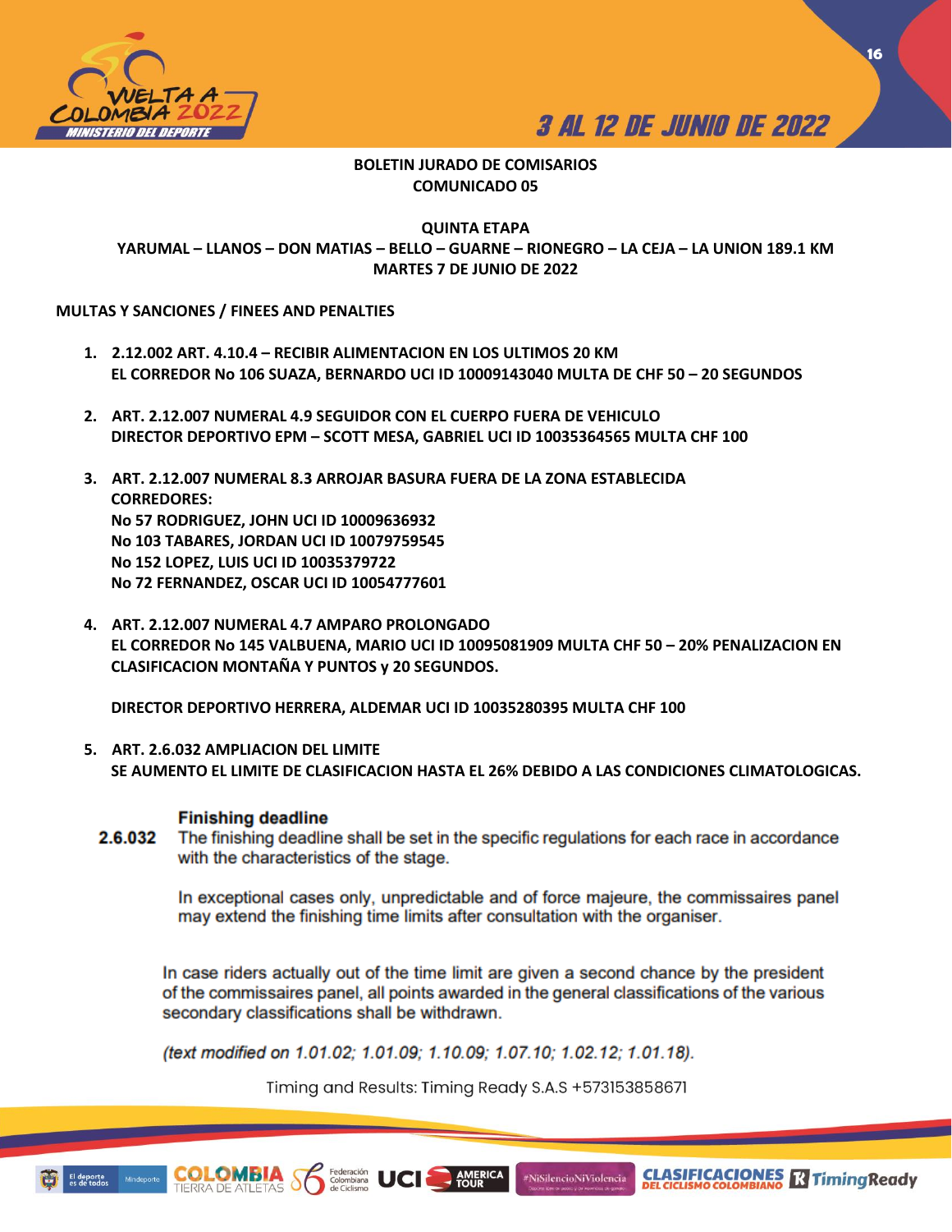**BOLETIN JURADO DE COMISARIOS**
**COMUNICADO 05**

**QUINTA ETAPA**
**YARUMAL – LLANOS – DON MATIAS – BELLO – GUARNE – RIONEGRO – LA CEJA – LA UNION 189.1 KM**
**MARTES 7 DE JUNIO DE 2022**

**MULTAS Y SANCIONES / FINEES AND PENALTIES**

1. **2.12.002 ART. 4.10.4 – RECIBIR ALIMENTACION EN LOS ULTIMOS 20 KM**
   **EL CORREDOR No 106 SUAZA, BERNARDO UCI ID 10009143040 MULTA DE CHF 50 – 20 SEGUNDOS**

2. **ART. 2.12.007 NUMERAL 4.9 SEGUIDOR CON EL CUERPO FUERA DE VEHICULO**
   **DIRECTOR DEPORTIVO EPM – SCOTT MESA, GABRIEL UCI ID 10035364565 MULTA CHF 100**

3. **ART. 2.12.007 NUMERAL 8.3 ARROJAR BASURA FUERA DE LA ZONA ESTABLECIDA**
   **CORREDORES:**
   **No 57 RODRIGUEZ, JOHN UCI ID 10009636932**
   **No 103 TABARES, JORDAN UCI ID 10079759545**
   **No 152 LOPEZ, LUIS UCI ID 10035379722**
   **No 72 FERNANDEZ, OSCAR UCI ID 10054777601**

4. **ART. 2.12.007 NUMERAL 4.7 AMPARO PROLONGADO**
   **EL CORREDOR No 145 VALBUENA, MARIO UCI ID 10095081909 MULTA CHF 50 – 20% PENALIZACION EN CLASIFICACION MONTAÑA Y PUNTOS y 20 SEGUNDOS.**

   **DIRECTOR DEPORTIVO HERRERA, ALDEMAR UCI ID 10035280395 MULTA CHF 100**

5. **ART. 2.6.032 AMPLIACION DEL LIMITE**
   **SE AUMENTO EL LIMITE DE CLASIFICACION HASTA EL 26% DEBIDO A LAS CONDICIONES CLIMATOLOGICAS.**

**Finishing deadline**

**2.6.032** The finishing deadline shall be set in the specific regulations for each race in accordance with the characteristics of the stage.

In exceptional cases only, unpredictable and of force majeure, the commissaires panel may extend the finishing time limits after consultation with the organiser.

In case riders actually out of the time limit are given a second chance by the president of the commissaires panel, all points awarded in the general classifications of the various secondary classifications shall be withdrawn.

*(text modified on 1.01.02; 1.01.09; 1.10.09; 1.07.10; 1.02.12; 1.01.18).*

Timing and Results: Timing Ready S.A.S +573153858671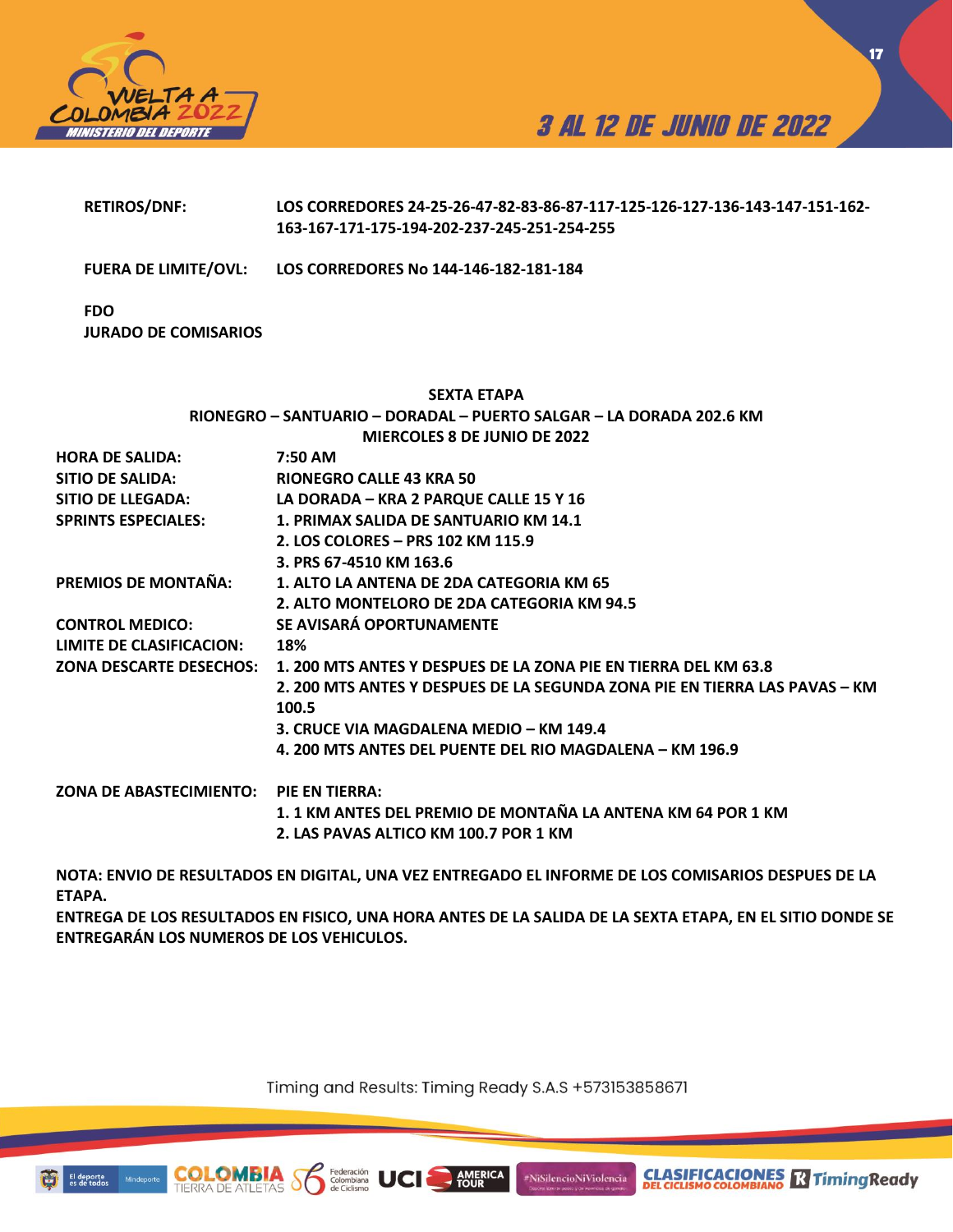| | |
|---|---|
| **RETIROS/DNF:** | **LOS CORREDORES 24-25-26-47-82-83-86-87-117-125-126-127-136-143-147-151-162-163-167-171-175-194-202-237-245-251-254-255** |
| **FUERA DE LIMITE/OVL:** | **LOS CORREDORES No 144-146-182-181-184** |

**FDO**
**JURADO DE COMISARIOS**

**SEXTA ETAPA**
**RIONEGRO – SANTUARIO – DORADAL – PUERTO SALGAR – LA DORADA 202.6 KM**
**MIERCOLES 8 DE JUNIO DE 2022**

| | |
|---|---|
| **HORA DE SALIDA:** | **7:50 AM** |
| **SITIO DE SALIDA:** | **RIONEGRO CALLE 43 KRA 50** |
| **SITIO DE LLEGADA:** | **LA DORADA – KRA 2 PARQUE CALLE 15 Y 16** |
| **SPRINTS ESPECIALES:** | **1. PRIMAX SALIDA DE SANTUARIO KM 14.1** |
| | **2. LOS COLORES – PRS 102 KM 115.9** |
| | **3. PRS 67-4510 KM 163.6** |
| **PREMIOS DE MONTAÑA:** | **1. ALTO LA ANTENA DE 2DA CATEGORIA KM 65** |
| | **2. ALTO MONTELORO DE 2DA CATEGORIA KM 94.5** |
| **CONTROL MEDICO:** | **SE AVISARÁ OPORTUNAMENTE** |
| **LIMITE DE CLASIFICACION:** | **18%** |
| **ZONA DESCARTE DESECHOS:** | **1. 200 MTS ANTES Y DESPUES DE LA ZONA PIE EN TIERRA DEL KM 63.8** |
| | **2. 200 MTS ANTES Y DESPUES DE LA SEGUNDA ZONA PIE EN TIERRA LAS PAVAS – KM 100.5** |
| | **3. CRUCE VIA MAGDALENA MEDIO – KM 149.4** |
| | **4. 200 MTS ANTES DEL PUENTE DEL RIO MAGDALENA – KM 196.9** |
| **ZONA DE ABASTECIMIENTO:** | **PIE EN TIERRA:** |
| | **1. 1 KM ANTES DEL PREMIO DE MONTAÑA LA ANTENA KM 64 POR 1 KM** |
| | **2. LAS PAVAS ALTICO KM 100.7 POR 1 KM** |

**NOTA: ENVIO DE RESULTADOS EN DIGITAL, UNA VEZ ENTREGADO EL INFORME DE LOS COMISARIOS DESPUES DE LA ETAPA.**
**ENTREGA DE LOS RESULTADOS EN FISICO, UNA HORA ANTES DE LA SALIDA DE LA SEXTA ETAPA, EN EL SITIO DONDE SE ENTREGARÁN LOS NUMEROS DE LOS VEHICULOS.**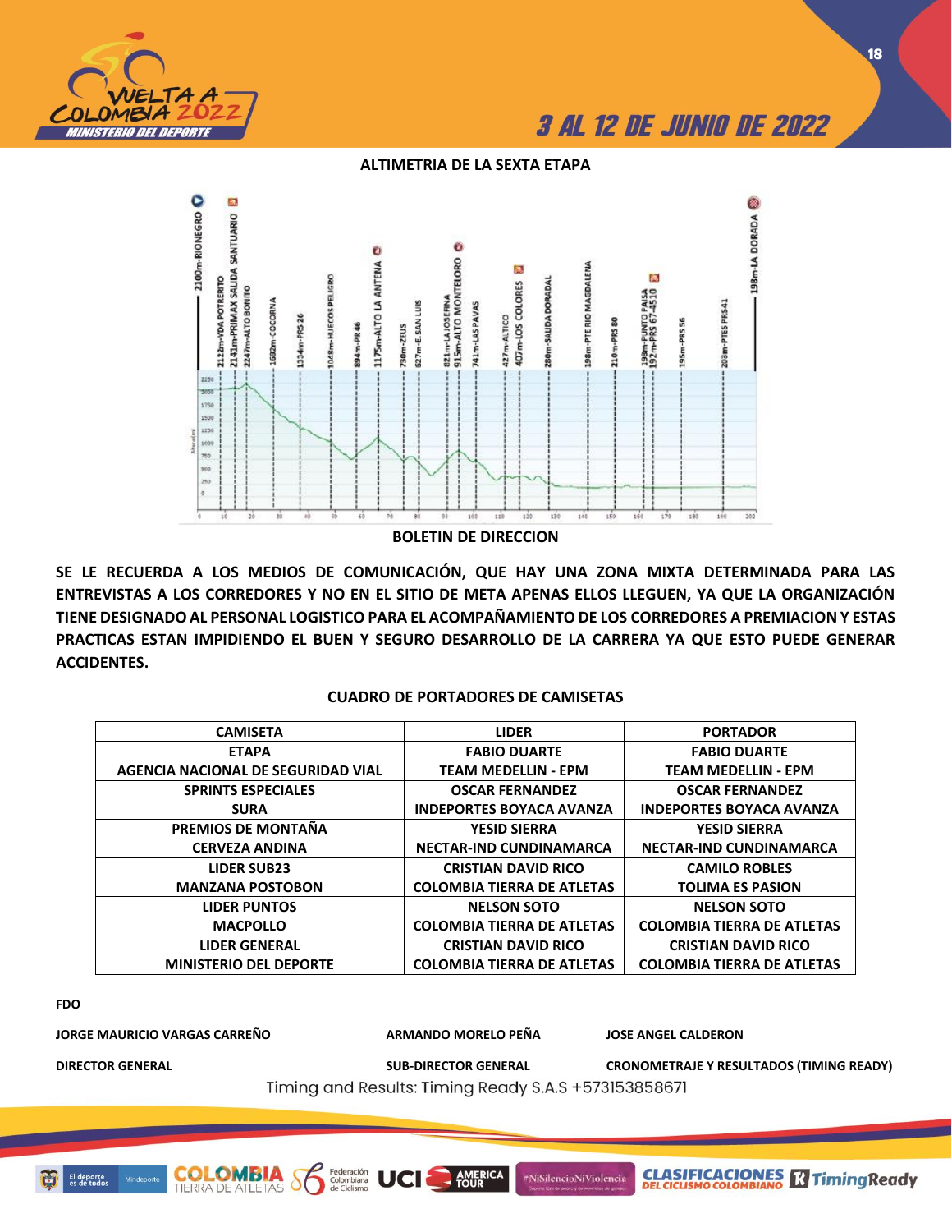## ALTIMETRIA DE LA SEXTA ETAPA

2100m-RIONEGRO
2112m-VDA POTRERITO
2141m-PRIMAX SALIDA SANTUARIO
2247m-ALTO BONITO
1692m-COCORNA
1334m-PRS 26
1048m-HUECOS PELIGRO
894m-PR 46
1175m-ALTO LA ANTENA
798m-ZEUS
627m-E. SAN LUIS
821m-LA JOSEFINA
915m-ALTO MONTELORO
741m-LAS PAVAS
427m-ALTICO
407m-LOS COLORES
280m-SALIDA DORADAL
198m-PTE RIO MAGDALENA
210m-PRS 80
198m-PUNTO PAISA
197m-PRS 67-4510
195m-PRS 56
203m-PTES PRS41
198m-LA DORADA

## BOLETIN DE DIRECCION

**SE LE RECUERDA A LOS MEDIOS DE COMUNICACIÓN, QUE HAY UNA ZONA MIXTA DETERMINADA PARA LAS ENTREVISTAS A LOS CORREDORES Y NO EN EL SITIO DE META APENAS ELLOS LLEGUEN, YA QUE LA ORGANIZACIÓN TIENE DESIGNADO AL PERSONAL LOGISTICO PARA EL ACOMPAÑAMIENTO DE LOS CORREDORES A PREMIACION Y ESTAS PRACTICAS ESTAN IMPIDIENDO EL BUEN Y SEGURO DESARROLLO DE LA CARRERA YA QUE ESTO PUEDE GENERAR ACCIDENTES.**

## CUADRO DE PORTADORES DE CAMISETAS

| CAMISETA | LIDER | PORTADOR |
|---|---|---|
| ETAPA<br>AGENCIA NACIONAL DE SEGURIDAD VIAL | FABIO DUARTE<br>TEAM MEDELLIN - EPM | FABIO DUARTE<br>TEAM MEDELLIN - EPM |
| SPRINTS ESPECIALES<br>SURA | OSCAR FERNANDEZ<br>INDEPORTES BOYACA AVANZA | OSCAR FERNANDEZ<br>INDEPORTES BOYACA AVANZA |
| PREMIOS DE MONTAÑA<br>CERVEZA ANDINA | YESID SIERRA<br>NECTAR-IND CUNDINAMARCA | YESID SIERRA<br>NECTAR-IND CUNDINAMARCA |
| LIDER SUB23<br>MANZANA POSTOBON | CRISTIAN DAVID RICO<br>COLOMBIA TIERRA DE ATLETAS | CAMILO ROBLES<br>TOLIMA ES PASION |
| LIDER PUNTOS<br>MACPOLLO | NELSON SOTO<br>COLOMBIA TIERRA DE ATLETAS | NELSON SOTO<br>COLOMBIA TIERRA DE ATLETAS |
| LIDER GENERAL<br>MINISTERIO DEL DEPORTE | CRISTIAN DAVID RICO<br>COLOMBIA TIERRA DE ATLETAS | CRISTIAN DAVID RICO<br>COLOMBIA TIERRA DE ATLETAS |

**FDO**

| **JORGE MAURICIO VARGAS CARREÑO** | **ARMANDO MORELO PEÑA** | **JOSE ANGEL CALDERON** |
|---|---|---|
| **DIRECTOR GENERAL** | **SUB-DIRECTOR GENERAL** | **CRONOMETRAJE Y RESULTADOS (TIMING READY)** |

Timing and Results: Timing Ready S.A.S +573153858671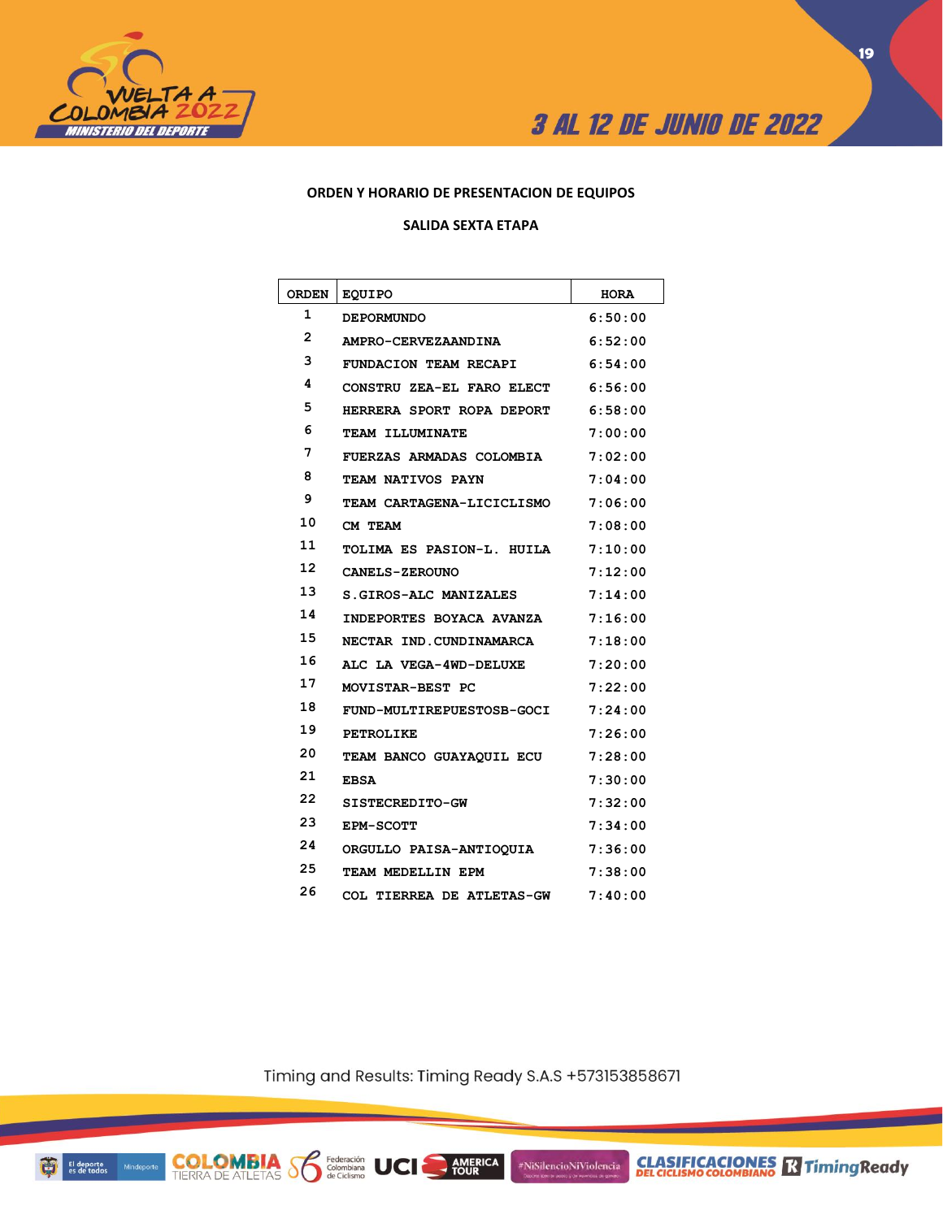**ORDEN Y HORARIO DE PRESENTACION DE EQUIPOS**

**SALIDA SEXTA ETAPA**

| ORDEN | EQUIPO | HORA |
|---|---|---|
| 1 | DEPORMUNDO | 6:50:00 |
| 2 | AMPRO-CERVEZAANDINA | 6:52:00 |
| 3 | FUNDACION TEAM RECAPI | 6:54:00 |
| 4 | CONSTRU ZEA-EL FARO ELECT | 6:56:00 |
| 5 | HERRERA SPORT ROPA DEPORT | 6:58:00 |
| 6 | TEAM ILLUMINATE | 7:00:00 |
| 7 | FUERZAS ARMADAS COLOMBIA | 7:02:00 |
| 8 | TEAM NATIVOS PAYN | 7:04:00 |
| 9 | TEAM CARTAGENA-LICICLISMO | 7:06:00 |
| 10 | CM TEAM | 7:08:00 |
| 11 | TOLIMA ES PASION-L. HUILA | 7:10:00 |
| 12 | CANELS-ZEROUNO | 7:12:00 |
| 13 | S.GIROS-ALC MANIZALES | 7:14:00 |
| 14 | INDEPORTES BOYACA AVANZA | 7:16:00 |
| 15 | NECTAR IND.CUNDINAMARCA | 7:18:00 |
| 16 | ALC LA VEGA-4WD-DELUXE | 7:20:00 |
| 17 | MOVISTAR-BEST PC | 7:22:00 |
| 18 | FUND-MULTIREPUESTOSB-GOCI | 7:24:00 |
| 19 | PETROLIKE | 7:26:00 |
| 20 | TEAM BANCO GUAYAQUIL ECU | 7:28:00 |
| 21 | EBSA | 7:30:00 |
| 22 | SISTECREDITO-GW | 7:32:00 |
| 23 | EPM-SCOTT | 7:34:00 |
| 24 | ORGULLO PAISA-ANTIOQUIA | 7:36:00 |
| 25 | TEAM MEDELLIN EPM | 7:38:00 |
| 26 | COL TIERREA DE ATLETAS-GW | 7:40:00 |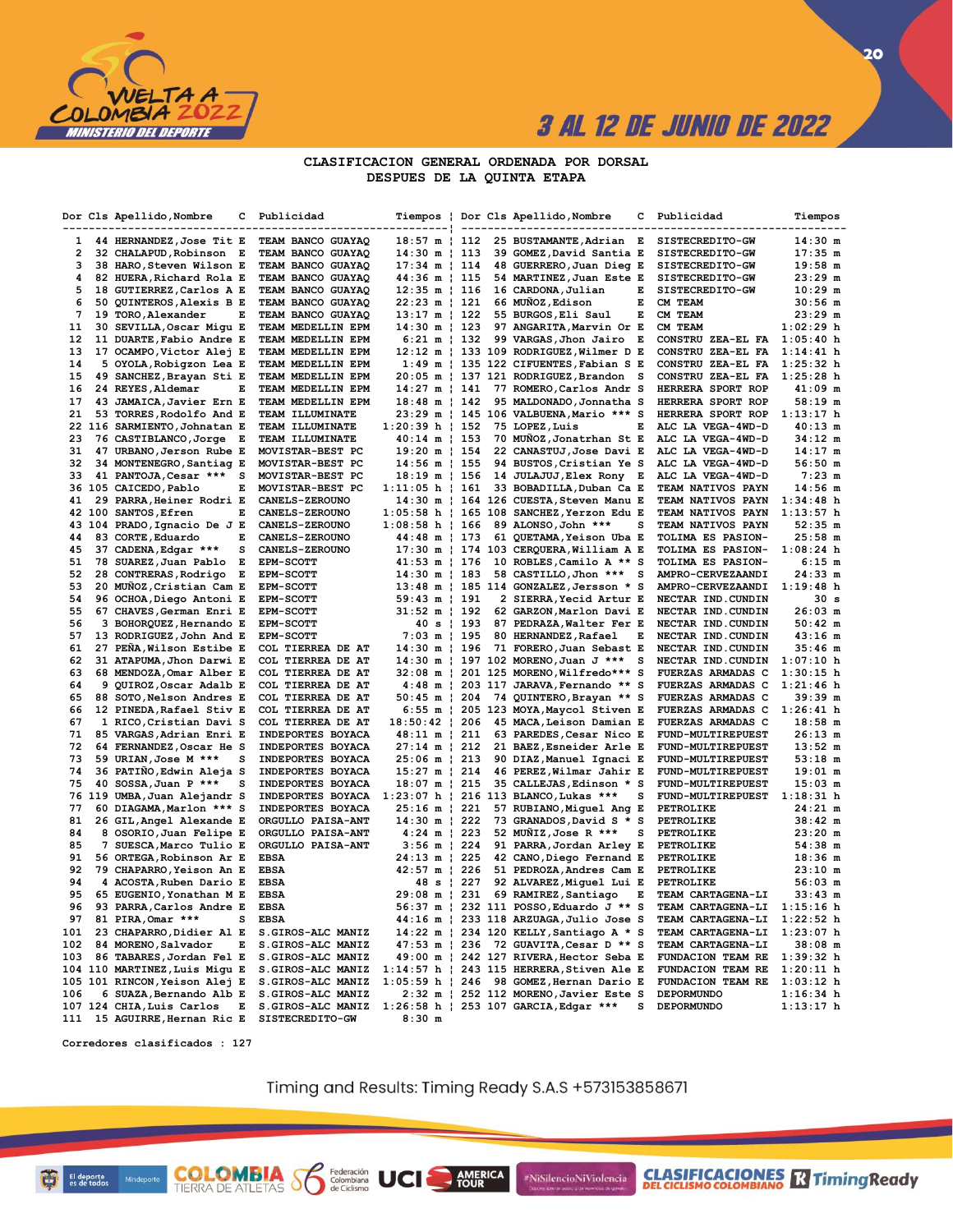# CLASIFICACION GENERAL ORDENADA POR DORSAL
## DESPUES DE LA QUINTA ETAPA

| Dor | Cls | Apellido,Nombre | C | Publicidad | Tiempos | Dor | Cls | Apellido,Nombre | C | Publicidad | Tiempos |
|---|---|---|---|---|---|---|---|---|---|---|---|
| 1 | 44 | HERNANDEZ,Jose Tit | E | TEAM BANCO GUAYAQ | 18:57 m | 112 | 25 | BUSTAMANTE,Adrian | E | SISTECREDITO-GW | 14:30 m |
| 2 | 32 | CHALAPUD,Robinson | E | TEAM BANCO GUAYAQ | 14:30 m | 113 | 39 | GOMEZ,David Santia | E | SISTECREDITO-GW | 17:35 m |
| 3 | 38 | HARO,Steven Wilson | E | TEAM BANCO GUAYAQ | 17:34 m | 114 | 48 | GUERRERO,Juan Dieg | E | SISTECREDITO-GW | 19:58 m |
| 4 | 82 | HUERA,Richard Rola | E | TEAM BANCO GUAYAQ | 44:36 m | 115 | 54 | MARTINEZ,Juan Este | E | SISTECREDITO-GW | 23:29 m |
| 5 | 18 | GUTIERREZ,Carlos A | E | TEAM BANCO GUAYAQ | 12:35 m | 116 | 16 | CARDONA,Julian | E | SISTECREDITO-GW | 10:29 m |
| 6 | 50 | QUINTEROS,Alexis B | E | TEAM BANCO GUAYAQ | 22:23 m | 121 | 66 | MUÑOZ,Edison | E | CM TEAM | 30:56 m |
| 7 | 19 | TORO,Alexander | E | TEAM BANCO GUAYAQ | 13:17 m | 122 | 55 | BURGOS,Eli Saul | E | CM TEAM | 23:29 m |
| 11 | 30 | SEVILLA,Oscar Migu | E | TEAM MEDELLIN EPM | 14:30 m | 123 | 97 | ANGARITA,Marvin Or | E | CM TEAM | 1:02:29 h |
| 12 | 11 | DUARTE,Fabio Andre | E | TEAM MEDELLIN EPM | 6:21 m | 132 | 99 | VARGAS,Jhon Jairo | E | CONSTRU ZEA-EL FA | 1:05:40 h |
| 13 | 17 | OCAMPO,Victor Alej | E | TEAM MEDELLIN EPM | 12:12 m | 133 | 109 | RODRIGUEZ,Wilmer D | E | CONSTRU ZEA-EL FA | 1:14:41 h |
| 14 | 5 | OYOLA,Robigzon Lea | E | TEAM MEDELLIN EPM | 1:49 m | 135 | 122 | CIFUENTES,Fabian S | E | CONSTRU ZEA-EL FA | 1:25:32 h |
| 15 | 49 | SANCHEZ,Brayan Sti | E | TEAM MEDELLIN EPM | 20:05 m | 137 | 121 | RODRIGUEZ,Brandon | S | CONSTRU ZEA-EL FA | 1:25:28 h |
| 16 | 24 | REYES,Aldemar | E | TEAM MEDELLIN EPM | 14:27 m | 141 | 77 | ROMERO,Carlos Andr | S | HERRERA SPORT ROP | 41:09 m |
| 17 | 43 | JAMAICA,Javier Ern | E | TEAM MEDELLIN EPM | 18:48 m | 142 | 95 | MALDONADO,Jonnatha | S | HERRERA SPORT ROP | 58:19 m |
| 21 | 53 | TORRES,Rodolfo And | E | TEAM ILLUMINATE | 23:29 m | 145 | 106 | VALBUENA,Mario *** | S | HERRERA SPORT ROP | 1:13:17 h |
| 22 | 116 | SARMIENTO,Johnatan | E | TEAM ILLUMINATE | 1:20:39 h | 152 | 75 | LOPEZ,Luis | E | ALC LA VEGA-4WD-D | 40:13 m |
| 23 | 76 | CASTIBLANCO,Jorge | E | TEAM ILLUMINATE | 40:14 m | 153 | 70 | MUÑOZ,Jonatrhan St | E | ALC LA VEGA-4WD-D | 34:12 m |
| 31 | 47 | URBANO,Jerson Rube | E | MOVISTAR-BEST PC | 19:20 m | 154 | 22 | CANASTUJ,Jose Davi | E | ALC LA VEGA-4WD-D | 14:17 m |
| 32 | 34 | MONTENEGRO,Santiag | E | MOVISTAR-BEST PC | 14:56 m | 155 | 94 | BUSTOS,Cristian Ye | S | ALC LA VEGA-4WD-D | 56:50 m |
| 33 | 41 | PANTOJA,Cesar *** | S | MOVISTAR-BEST PC | 18:19 m | 156 | 14 | JULAJUJ,Elex Rony | E | ALC LA VEGA-4WD-D | 7:23 m |
| 36 | 105 | CAICEDO,Pablo | E | MOVISTAR-BEST PC | 1:11:05 h | 161 | 33 | BOBADILLA,Duban Ca | E | TEAM NATIVOS PAYN | 14:56 m |
| 41 | 29 | PARRA,Heiner Rodri | E | CANELS-ZEROUNO | 14:30 m | 164 | 126 | CUESTA,Steven Manu | E | TEAM NATIVOS PAYN | 1:34:48 h |
| 42 | 100 | SANTOS,Efren | E | CANELS-ZEROUNO | 1:05:58 h | 165 | 108 | SANCHEZ,Yerzon Edu | E | TEAM NATIVOS PAYN | 1:13:57 h |
| 43 | 104 | PRADO,Ignacio De J | E | CANELS-ZEROUNO | 1:08:58 h | 166 | 89 | ALONSO,John *** | S | TEAM NATIVOS PAYN | 52:35 m |
| 44 | 83 | CORTE,Eduardo | E | CANELS-ZEROUNO | 44:48 m | 173 | 61 | QUETAMA,Yeison Uba | E | TOLIMA ES PASION- | 25:58 m |
| 45 | 37 | CADENA,Edgar *** | S | CANELS-ZEROUNO | 17:30 m | 174 | 103 | CERQUERA,William A | E | TOLIMA ES PASION- | 1:08:24 h |
| 51 | 78 | SUAREZ,Juan Pablo | E | EPM-SCOTT | 41:53 m | 176 | 10 | ROBLES,Camilo A ** | S | TOLIMA ES PASION- | 6:15 m |
| 52 | 28 | CONTRERAS,Rodrigo | E | EPM-SCOTT | 14:30 m | 183 | 58 | CASTILLO,Jhon *** | S | AMPRO-CERVEZAANDI | 24:33 m |
| 53 | 20 | MUÑOZ,Cristian Cam | E | EPM-SCOTT | 13:48 m | 185 | 114 | GONZALEZ,Jersson * | S | AMPRO-CERVEZAANDI | 1:19:48 h |
| 54 | 96 | OCHOA,Diego Antoni | E | EPM-SCOTT | 59:43 m | 191 | 2 | SIERRA,Yecid Artur | E | NECTAR IND.CUNDIN | 30 s |
| 55 | 67 | CHAVES,German Enri | E | EPM-SCOTT | 31:52 m | 192 | 62 | GARZON,Marlon Davi | E | NECTAR IND.CUNDIN | 26:03 m |
| 56 | 3 | BOHORQUEZ,Hernando | E | EPM-SCOTT | 40 s | 193 | 87 | PEDRAZA,Walter Fer | E | NECTAR IND.CUNDIN | 50:42 m |
| 57 | 13 | RODRIGUEZ,John And | E | EPM-SCOTT | 7:03 m | 195 | 80 | HERNANDEZ,Rafael | E | NECTAR IND.CUNDIN | 43:16 m |
| 61 | 27 | PEÑA,Wilson Estibe | E | COL TIERREA DE AT | 14:30 m | 196 | 71 | FORERO,Juan Sebast | E | NECTAR IND.CUNDIN | 35:46 m |
| 62 | 31 | ATAPUMA,Jhon Darwi | E | COL TIERREA DE AT | 14:30 m | 197 | 102 | MORENO,Juan J *** | S | NECTAR IND.CUNDIN | 1:07:10 h |
| 63 | 68 | MENDOZA,Omar Alber | E | COL TIERREA DE AT | 32:08 m | 201 | 125 | MORENO,Wilfredo*** | S | FUERZAS ARMADAS C | 1:30:15 h |
| 64 | 9 | QUIROZ,Oscar Adalb | E | COL TIERREA DE AT | 4:48 m | 203 | 117 | JARAVA,Fernando ** | S | FUERZAS ARMADAS C | 1:21:46 h |
| 65 | 88 | SOTO,Nelson Andres | E | COL TIERREA DE AT | 50:45 m | 204 | 74 | QUINTERO,Brayan ** | S | FUERZAS ARMADAS C | 39:39 m |
| 66 | 12 | PINEDA,Rafael Stiv | E | COL TIERREA DE AT | 6:55 m | 205 | 123 | MOYA,Maycol Stiven | E | FUERZAS ARMADAS C | 1:26:41 h |
| 67 | 1 | RICO,Cristian Davi | S | COL TIERREA DE AT | 18:50:42 | 206 | 45 | MACA,Leison Damian | E | FUERZAS ARMADAS C | 18:58 m |
| 71 | 85 | VARGAS,Adrian Enri | E | INDEPORTES BOYACA | 48:11 m | 211 | 63 | PAREDES,Cesar Nico | E | FUND-MULTIREPUEST | 26:13 m |
| 72 | 64 | FERNANDEZ,Oscar He | S | INDEPORTES BOYACA | 27:14 m | 212 | 21 | BAEZ,Esneider Arle | E | FUND-MULTIREPUEST | 13:52 m |
| 73 | 59 | URIAN,Jose M *** | S | INDEPORTES BOYACA | 25:06 m | 213 | 90 | DIAZ,Manuel Ignaci | E | FUND-MULTIREPUEST | 53:18 m |
| 74 | 36 | PATIÑO,Edwin Aleja | S | INDEPORTES BOYACA | 15:27 m | 214 | 46 | PEREZ,Wilmar Jahir | E | FUND-MULTIREPUEST | 19:01 m |
| 75 | 40 | SOSSA,Juan P *** | S | INDEPORTES BOYACA | 18:07 m | 215 | 35 | CALLEJAS,Edinson * | S | FUND-MULTIREPUEST | 15:03 m |
| 76 | 119 | UMBA,Juan Alejandr | S | INDEPORTES BOYACA | 1:23:07 h | 216 | 113 | BLANCO,Lukas *** | S | FUND-MULTIREPUEST | 1:18:31 h |
| 77 | 60 | DIAGAMA,Marlon *** | S | INDEPORTES BOYACA | 25:16 m | 221 | 57 | RUBIANO,Miguel Ang | E | PETROLIKE | 24:21 m |
| 81 | 26 | GIL,Angel Alexande | E | ORGULLO PAISA-ANT | 14:30 m | 222 | 73 | GRANADOS,David S * | S | PETROLIKE | 38:42 m |
| 84 | 8 | OSORIO,Juan Felipe | E | ORGULLO PAISA-ANT | 4:24 m | 223 | 52 | MUÑIZ,Jose R *** | S | PETROLIKE | 23:20 m |
| 85 | 7 | SUESCA,Marco Tulio | E | ORGULLO PAISA-ANT | 3:56 m | 224 | 91 | PARRA,Jordan Arley | E | PETROLIKE | 54:38 m |
| 91 | 56 | ORTEGA,Robinson Ar | E | EBSA | 24:13 m | 225 | 42 | CANO,Diego Fernand | E | PETROLIKE | 18:36 m |
| 92 | 79 | CHAPARRO,Yeison An | E | EBSA | 42:57 m | 226 | 51 | PEDROZA,Andres Cam | E | PETROLIKE | 23:10 m |
| 94 | 4 | ACOSTA,Ruben Dario | E | EBSA | 48 s | 227 | 92 | ALVAREZ,Miguel Lui | E | PETROLIKE | 56:03 m |
| 95 | 65 | EUGENIO,Yonathan M | E | EBSA | 29:08 m | 231 | 69 | RAMIREZ,Santiago | E | TEAM CARTAGENA-LI | 33:43 m |
| 96 | 93 | PARRA,Carlos Andre | E | EBSA | 56:37 m | 232 | 111 | POSSO,Eduardo J ** | S | TEAM CARTAGENA-LI | 1:15:16 h |
| 97 | 81 | PIRA,Omar *** | S | EBSA | 44:16 m | 233 | 118 | ARZUAGA,Julio Jose | S | TEAM CARTAGENA-LI | 1:22:52 h |
| 101 | 23 | CHAPARRO,Didier Al | E | S.GIROS-ALC MANIZ | 14:22 m | 234 | 120 | KELLY,Santiago A * | S | TEAM CARTAGENA-LI | 1:23:07 h |
| 102 | 84 | MORENO,Salvador | E | S.GIROS-ALC MANIZ | 47:53 m | 236 | 72 | GUAVITA,Cesar D ** | S | TEAM CARTAGENA-LI | 38:08 m |
| 103 | 86 | TABARES,Jordan Fel | E | S.GIROS-ALC MANIZ | 49:00 m | 242 | 127 | RIVERA,Hector Seba | E | FUNDACION TEAM RE | 1:39:32 h |
| 104 | 110 | MARTINEZ,Luis Migu | E | S.GIROS-ALC MANIZ | 1:14:57 h | 243 | 115 | HERRERA,Stiven Ale | E | FUNDACION TEAM RE | 1:20:11 h |
| 105 | 101 | RINCON,Yeison Alej | E | S.GIROS-ALC MANIZ | 1:05:59 h | 246 | 98 | GOMEZ,Hernan Dario | E | FUNDACION TEAM RE | 1:03:12 h |
| 106 | 6 | SUAZA,Bernando Alb | E | S.GIROS-ALC MANIZ | 2:32 m | 252 | 112 | MORENO,Javier Este | S | DEPORMUNDO | 1:16:34 h |
| 107 | 124 | CHIA,Luis Carlos | E | S.GIROS-ALC MANIZ | 1:26:58 h | 253 | 107 | GARCIA,Edgar *** | S | DEPORMUNDO | 1:13:17 h |
| 111 | 15 | AGUIRRE,Hernan Ric | E | SISTECREDITO-GW | 8:30 m | | | | | | |

Corredores clasificados : 127

Timing and Results: Timing Ready S.A.S +573153858671